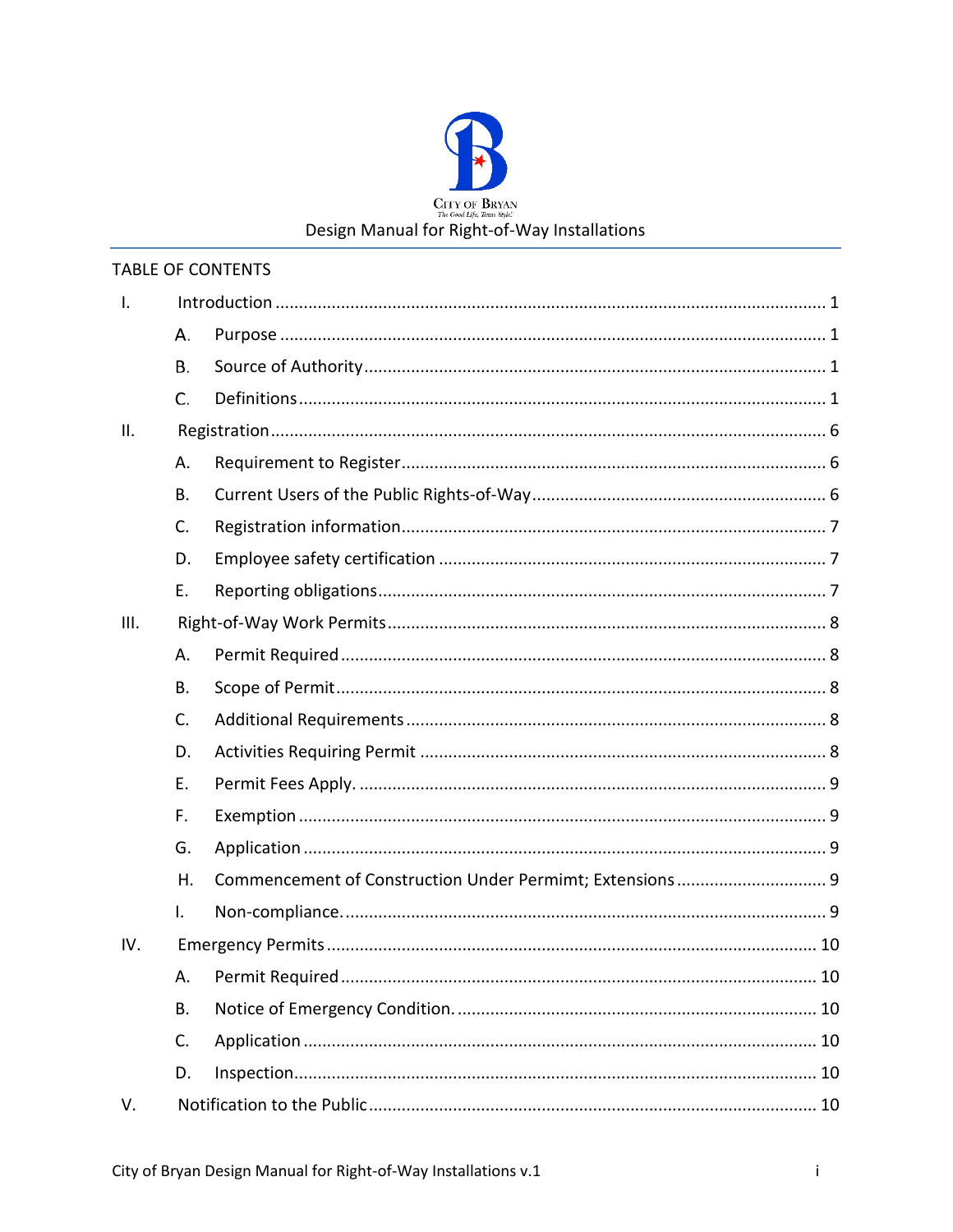City of Bryan

The Good Life, Texas Style.

# Design Manual for Right-of-Way Installations

## TABLE OF CONTENTS

- I. Introduction ........ 1
  - A. Purpose ........ 1
  - B. Source of Authority ........ 1
  - C. Definitions ........ 1
- II. Registration ........ 6
  - A. Requirement to Register ........ 6
  - B. Current Users of the Public Rights-of-Way ........ 6
  - C. Registration information ........ 7
  - D. Employee safety certification ........ 7
  - E. Reporting obligations ........ 7
- III. Right-of-Way Work Permits ........ 8
  - A. Permit Required ........ 8
  - B. Scope of Permit ........ 8
  - C. Additional Requirements ........ 8
  - D. Activities Requiring Permit ........ 8
  - E. Permit Fees Apply. ........ 9
  - F. Exemption ........ 9
  - G. Application ........ 9
  - H. Commencement of Construction Under Permimt; Extensions ........ 9
  - I. Non-compliance. ........ 9
- IV. Emergency Permits ........ 10
  - A. Permit Required ........ 10
  - B. Notice of Emergency Condition. ........ 10
  - C. Application ........ 10
  - D. Inspection ........ 10
- V. Notification to the Public ........ 10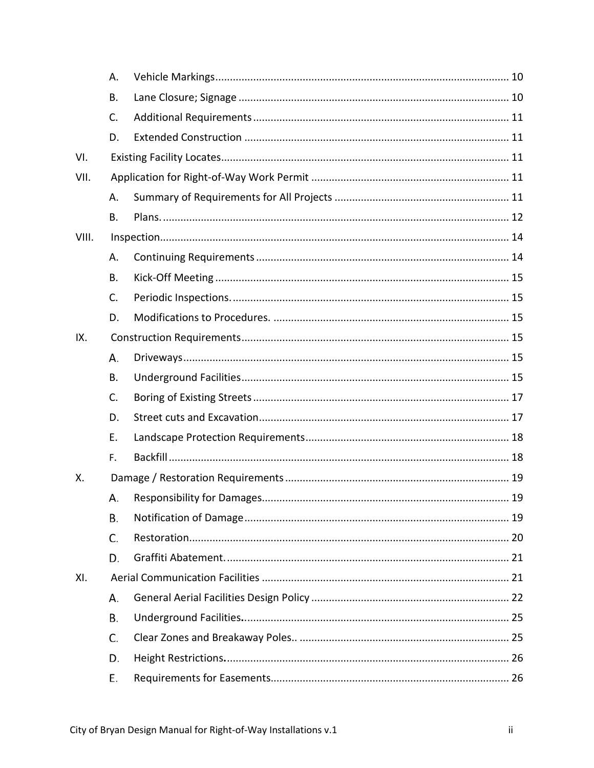- A. Vehicle Markings .......... 10
- B. Lane Closure; Signage .......... 10
- C. Additional Requirements .......... 11
- D. Extended Construction .......... 11

VI. Existing Facility Locates .......... 11

VII. Application for Right-of-Way Work Permit .......... 11

- A. Summary of Requirements for All Projects .......... 11
- B. Plans. .......... 12

VIII. Inspection .......... 14

- A. Continuing Requirements .......... 14
- B. Kick-Off Meeting .......... 15
- C. Periodic Inspections. .......... 15
- D. Modifications to Procedures. .......... 15

IX. Construction Requirements .......... 15

- A. Driveways .......... 15
- B. Underground Facilities .......... 15
- C. Boring of Existing Streets .......... 17
- D. Street cuts and Excavation .......... 17
- E. Landscape Protection Requirements .......... 18
- F. Backfill .......... 18

X. Damage / Restoration Requirements .......... 19

- A. Responsibility for Damages. .......... 19
- B. Notification of Damage .......... 19
- C. Restoration .......... 20
- D. Graffiti Abatement. .......... 21

XI. Aerial Communication Facilities .......... 21

- A. General Aerial Facilities Design Policy .......... 22
- B. Underground Facilities. .......... 25
- C. Clear Zones and Breakaway Poles.. .......... 25
- D. Height Restrictions. .......... 26
- E. Requirements for Easements .......... 26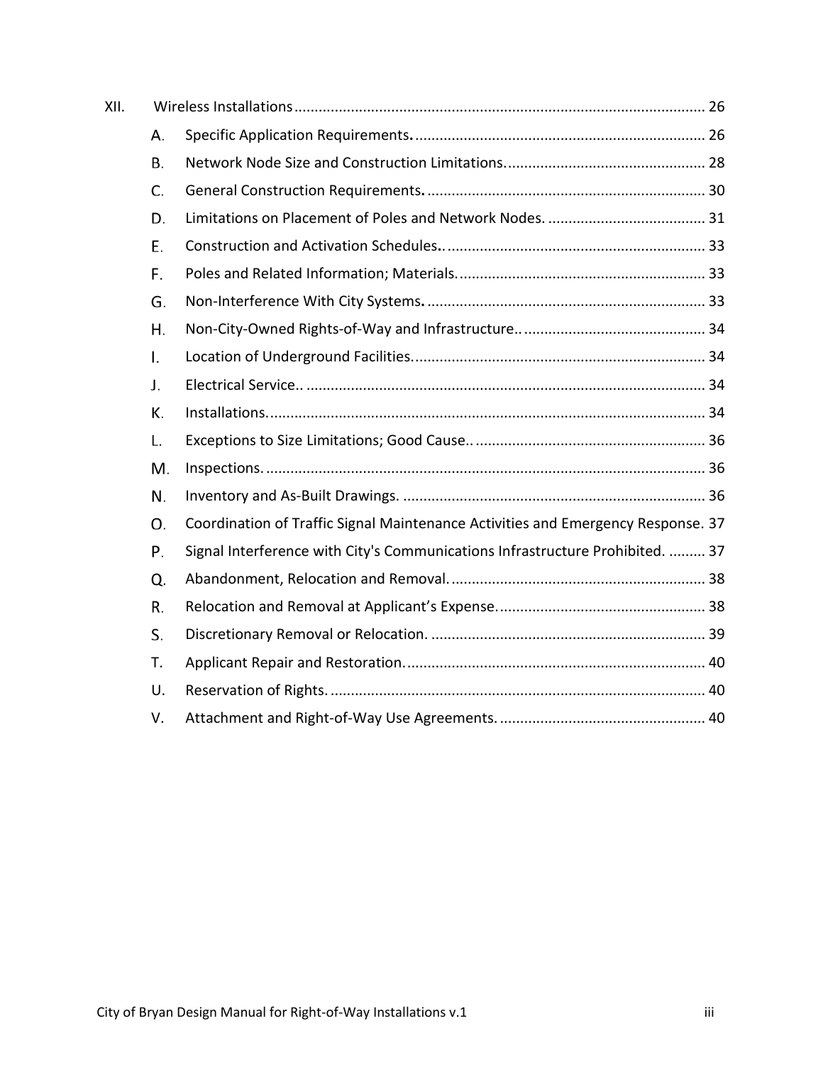XII. Wireless Installations ..... 26

- A. Specific Application Requirements. ..... 26
- B. Network Node Size and Construction Limitations. ..... 28
- C. General Construction Requirements. ..... 30
- D. Limitations on Placement of Poles and Network Nodes. ..... 31
- E. Construction and Activation Schedules.. ..... 33
- F. Poles and Related Information; Materials. ..... 33
- G. Non-Interference With City Systems. ..... 33
- H. Non-City-Owned Rights-of-Way and Infrastructure.. ..... 34
- I. Location of Underground Facilities. ..... 34
- J. Electrical Service.. ..... 34
- K. Installations. ..... 34
- L. Exceptions to Size Limitations; Good Cause.. ..... 36
- M. Inspections. ..... 36
- N. Inventory and As-Built Drawings. ..... 36
- O. Coordination of Traffic Signal Maintenance Activities and Emergency Response. 37
- P. Signal Interference with City's Communications Infrastructure Prohibited. ..... 37
- Q. Abandonment, Relocation and Removal. ..... 38
- R. Relocation and Removal at Applicant's Expense. ..... 38
- S. Discretionary Removal or Relocation. ..... 39
- T. Applicant Repair and Restoration. ..... 40
- U. Reservation of Rights. ..... 40
- V. Attachment and Right-of-Way Use Agreements. ..... 40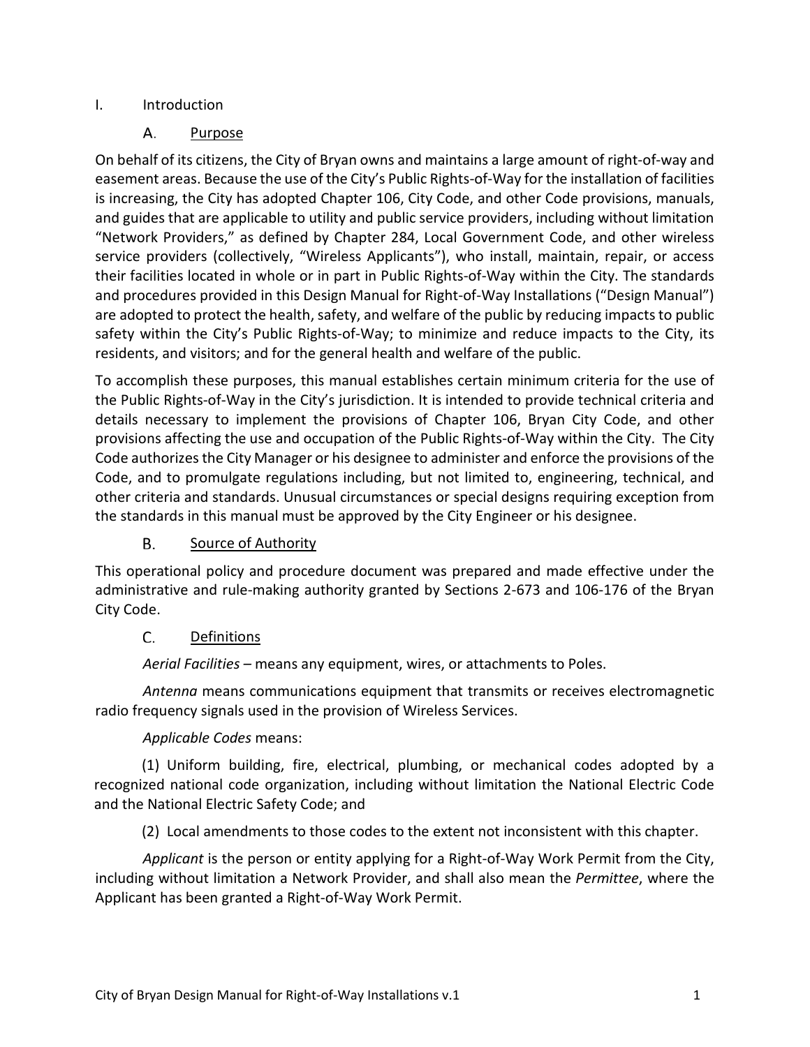# I. Introduction

## A. Purpose

On behalf of its citizens, the City of Bryan owns and maintains a large amount of right-of-way and easement areas. Because the use of the City's Public Rights-of-Way for the installation of facilities is increasing, the City has adopted Chapter 106, City Code, and other Code provisions, manuals, and guides that are applicable to utility and public service providers, including without limitation "Network Providers," as defined by Chapter 284, Local Government Code, and other wireless service providers (collectively, "Wireless Applicants"), who install, maintain, repair, or access their facilities located in whole or in part in Public Rights-of-Way within the City. The standards and procedures provided in this Design Manual for Right-of-Way Installations ("Design Manual") are adopted to protect the health, safety, and welfare of the public by reducing impacts to public safety within the City's Public Rights-of-Way; to minimize and reduce impacts to the City, its residents, and visitors; and for the general health and welfare of the public.

To accomplish these purposes, this manual establishes certain minimum criteria for the use of the Public Rights-of-Way in the City's jurisdiction. It is intended to provide technical criteria and details necessary to implement the provisions of Chapter 106, Bryan City Code, and other provisions affecting the use and occupation of the Public Rights-of-Way within the City. The City Code authorizes the City Manager or his designee to administer and enforce the provisions of the Code, and to promulgate regulations including, but not limited to, engineering, technical, and other criteria and standards. Unusual circumstances or special designs requiring exception from the standards in this manual must be approved by the City Engineer or his designee.

## B. Source of Authority

This operational policy and procedure document was prepared and made effective under the administrative and rule-making authority granted by Sections 2-673 and 106-176 of the Bryan City Code.

## C. Definitions

*Aerial Facilities* – means any equipment, wires, or attachments to Poles.

*Antenna* means communications equipment that transmits or receives electromagnetic radio frequency signals used in the provision of Wireless Services.

*Applicable Codes* means:

(1) Uniform building, fire, electrical, plumbing, or mechanical codes adopted by a recognized national code organization, including without limitation the National Electric Code and the National Electric Safety Code; and

(2) Local amendments to those codes to the extent not inconsistent with this chapter.

*Applicant* is the person or entity applying for a Right-of-Way Work Permit from the City, including without limitation a Network Provider, and shall also mean the *Permittee*, where the Applicant has been granted a Right-of-Way Work Permit.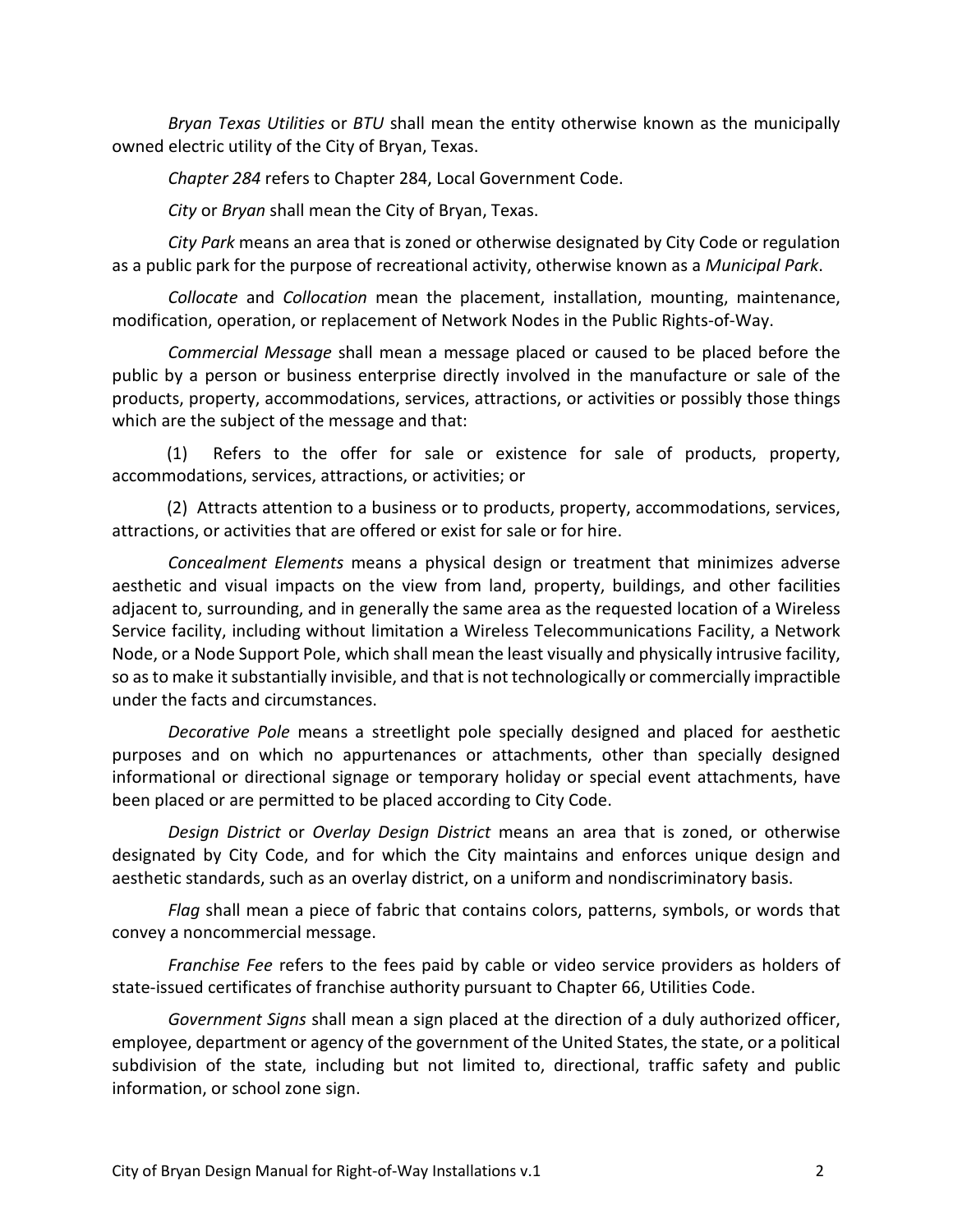*Bryan Texas Utilities* or *BTU* shall mean the entity otherwise known as the municipally owned electric utility of the City of Bryan, Texas.

*Chapter 284* refers to Chapter 284, Local Government Code.

*City* or *Bryan* shall mean the City of Bryan, Texas.

*City Park* means an area that is zoned or otherwise designated by City Code or regulation as a public park for the purpose of recreational activity, otherwise known as a *Municipal Park*.

*Collocate* and *Collocation* mean the placement, installation, mounting, maintenance, modification, operation, or replacement of Network Nodes in the Public Rights-of-Way.

*Commercial Message* shall mean a message placed or caused to be placed before the public by a person or business enterprise directly involved in the manufacture or sale of the products, property, accommodations, services, attractions, or activities or possibly those things which are the subject of the message and that:

(1) Refers to the offer for sale or existence for sale of products, property, accommodations, services, attractions, or activities; or

(2) Attracts attention to a business or to products, property, accommodations, services, attractions, or activities that are offered or exist for sale or for hire.

*Concealment Elements* means a physical design or treatment that minimizes adverse aesthetic and visual impacts on the view from land, property, buildings, and other facilities adjacent to, surrounding, and in generally the same area as the requested location of a Wireless Service facility, including without limitation a Wireless Telecommunications Facility, a Network Node, or a Node Support Pole, which shall mean the least visually and physically intrusive facility, so as to make it substantially invisible, and that is not technologically or commercially impractible under the facts and circumstances.

*Decorative Pole* means a streetlight pole specially designed and placed for aesthetic purposes and on which no appurtenances or attachments, other than specially designed informational or directional signage or temporary holiday or special event attachments, have been placed or are permitted to be placed according to City Code.

*Design District* or *Overlay Design District* means an area that is zoned, or otherwise designated by City Code, and for which the City maintains and enforces unique design and aesthetic standards, such as an overlay district, on a uniform and nondiscriminatory basis.

*Flag* shall mean a piece of fabric that contains colors, patterns, symbols, or words that convey a noncommercial message.

*Franchise Fee* refers to the fees paid by cable or video service providers as holders of state-issued certificates of franchise authority pursuant to Chapter 66, Utilities Code.

*Government Signs* shall mean a sign placed at the direction of a duly authorized officer, employee, department or agency of the government of the United States, the state, or a political subdivision of the state, including but not limited to, directional, traffic safety and public information, or school zone sign.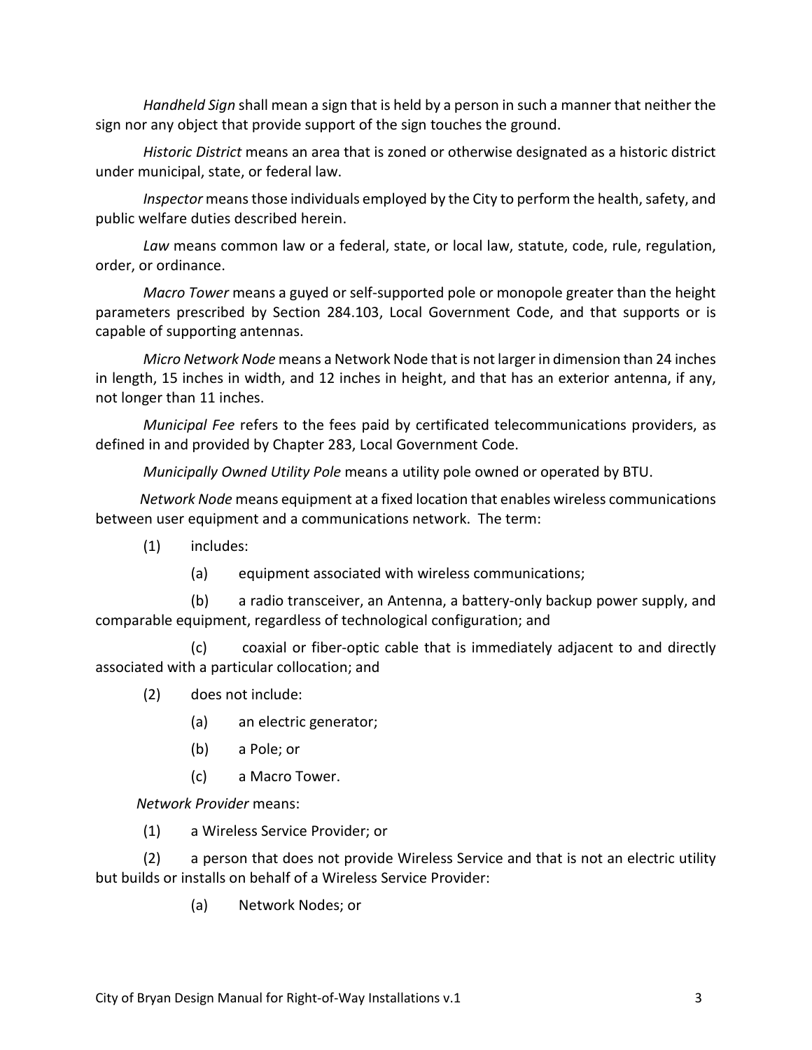*Handheld Sign* shall mean a sign that is held by a person in such a manner that neither the sign nor any object that provide support of the sign touches the ground.

*Historic District* means an area that is zoned or otherwise designated as a historic district under municipal, state, or federal law.

*Inspector* means those individuals employed by the City to perform the health, safety, and public welfare duties described herein.

*Law* means common law or a federal, state, or local law, statute, code, rule, regulation, order, or ordinance.

*Macro Tower* means a guyed or self-supported pole or monopole greater than the height parameters prescribed by Section 284.103, Local Government Code, and that supports or is capable of supporting antennas.

*Micro Network Node* means a Network Node that is not larger in dimension than 24 inches in length, 15 inches in width, and 12 inches in height, and that has an exterior antenna, if any, not longer than 11 inches.

*Municipal Fee* refers to the fees paid by certificated telecommunications providers, as defined in and provided by Chapter 283, Local Government Code.

*Municipally Owned Utility Pole* means a utility pole owned or operated by BTU.

*Network Node* means equipment at a fixed location that enables wireless communications between user equipment and a communications network. The term:

(1) includes:

(a) equipment associated with wireless communications;

(b) a radio transceiver, an Antenna, a battery-only backup power supply, and comparable equipment, regardless of technological configuration; and

(c) coaxial or fiber-optic cable that is immediately adjacent to and directly associated with a particular collocation; and

(2) does not include:

(a) an electric generator;

(b) a Pole; or

(c) a Macro Tower.

*Network Provider* means:

(1) a Wireless Service Provider; or

(2) a person that does not provide Wireless Service and that is not an electric utility but builds or installs on behalf of a Wireless Service Provider:

(a) Network Nodes; or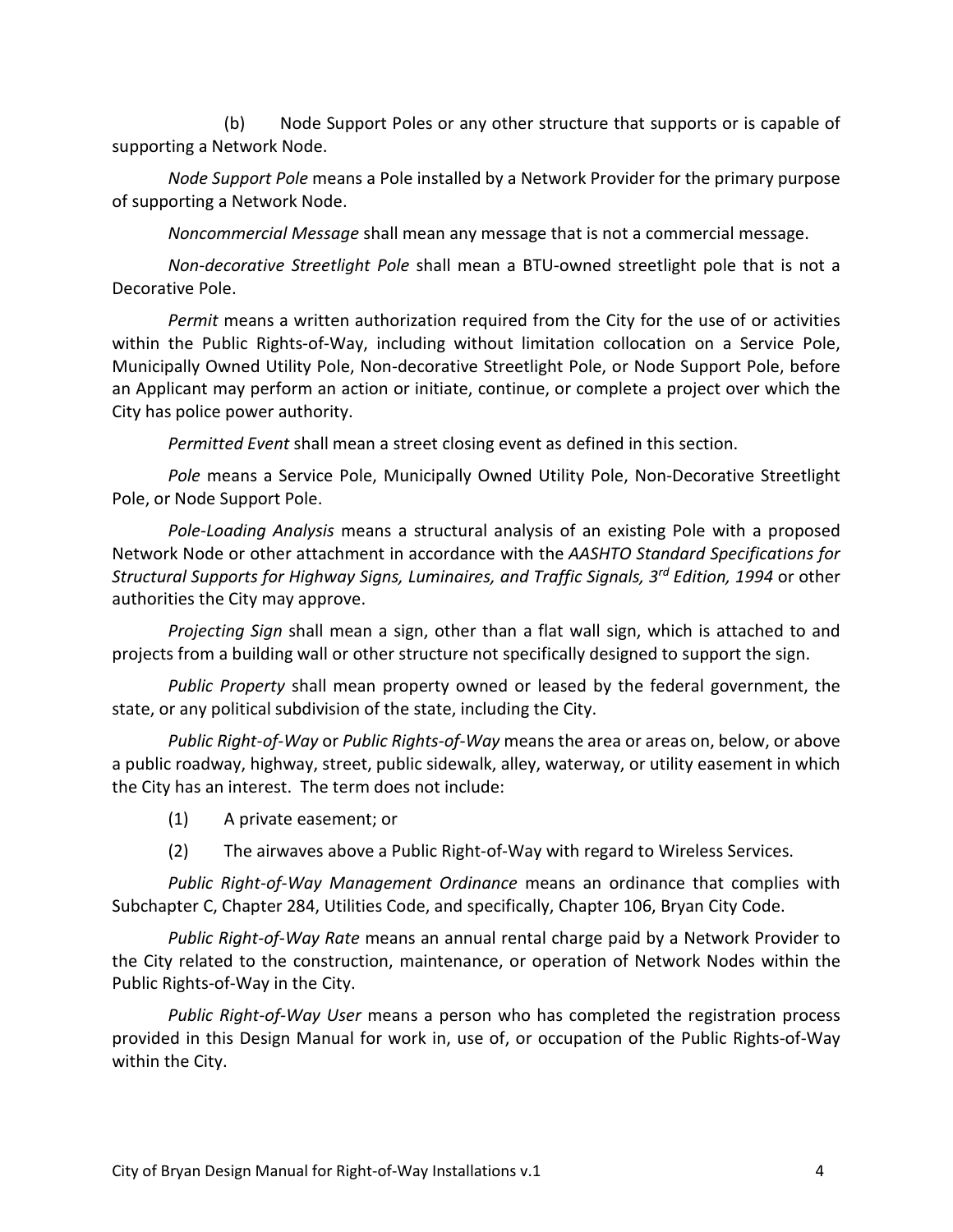(b) Node Support Poles or any other structure that supports or is capable of supporting a Network Node.

*Node Support Pole* means a Pole installed by a Network Provider for the primary purpose of supporting a Network Node.

*Noncommercial Message* shall mean any message that is not a commercial message.

*Non-decorative Streetlight Pole* shall mean a BTU-owned streetlight pole that is not a Decorative Pole.

*Permit* means a written authorization required from the City for the use of or activities within the Public Rights-of-Way, including without limitation collocation on a Service Pole, Municipally Owned Utility Pole, Non-decorative Streetlight Pole, or Node Support Pole, before an Applicant may perform an action or initiate, continue, or complete a project over which the City has police power authority.

*Permitted Event* shall mean a street closing event as defined in this section.

*Pole* means a Service Pole, Municipally Owned Utility Pole, Non-Decorative Streetlight Pole, or Node Support Pole.

*Pole-Loading Analysis* means a structural analysis of an existing Pole with a proposed Network Node or other attachment in accordance with the *AASHTO Standard Specifications for Structural Supports for Highway Signs, Luminaires, and Traffic Signals, 3rd Edition, 1994* or other authorities the City may approve.

*Projecting Sign* shall mean a sign, other than a flat wall sign, which is attached to and projects from a building wall or other structure not specifically designed to support the sign.

*Public Property* shall mean property owned or leased by the federal government, the state, or any political subdivision of the state, including the City.

*Public Right-of-Way* or *Public Rights-of-Way* means the area or areas on, below, or above a public roadway, highway, street, public sidewalk, alley, waterway, or utility easement in which the City has an interest. The term does not include:

(1) A private easement; or

(2) The airwaves above a Public Right-of-Way with regard to Wireless Services.

*Public Right-of-Way Management Ordinance* means an ordinance that complies with Subchapter C, Chapter 284, Utilities Code, and specifically, Chapter 106, Bryan City Code.

*Public Right-of-Way Rate* means an annual rental charge paid by a Network Provider to the City related to the construction, maintenance, or operation of Network Nodes within the Public Rights-of-Way in the City.

*Public Right-of-Way User* means a person who has completed the registration process provided in this Design Manual for work in, use of, or occupation of the Public Rights-of-Way within the City.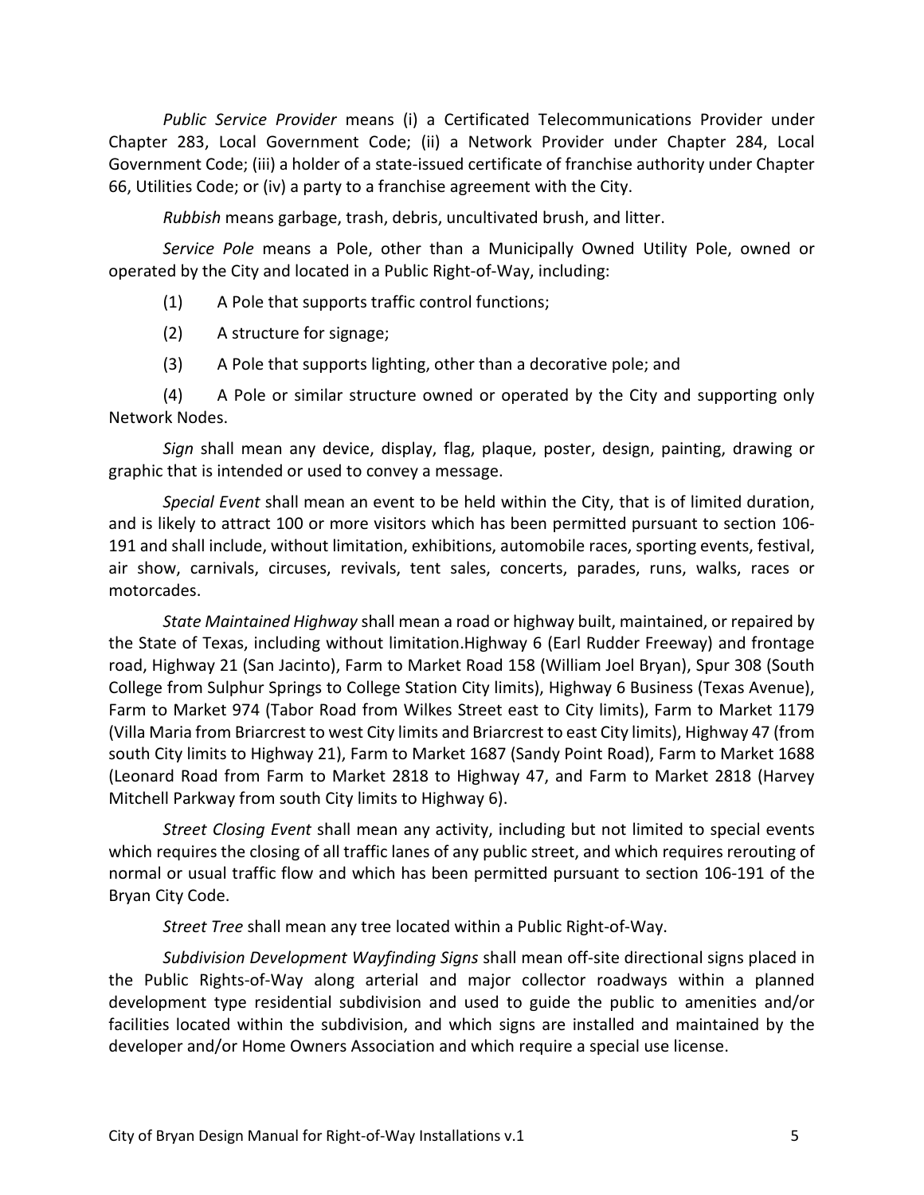*Public Service Provider* means (i) a Certificated Telecommunications Provider under Chapter 283, Local Government Code; (ii) a Network Provider under Chapter 284, Local Government Code; (iii) a holder of a state-issued certificate of franchise authority under Chapter 66, Utilities Code; or (iv) a party to a franchise agreement with the City.

*Rubbish* means garbage, trash, debris, uncultivated brush, and litter.

*Service Pole* means a Pole, other than a Municipally Owned Utility Pole, owned or operated by the City and located in a Public Right-of-Way, including:

(1) A Pole that supports traffic control functions;

(2) A structure for signage;

(3) A Pole that supports lighting, other than a decorative pole; and

(4) A Pole or similar structure owned or operated by the City and supporting only Network Nodes.

*Sign* shall mean any device, display, flag, plaque, poster, design, painting, drawing or graphic that is intended or used to convey a message.

*Special Event* shall mean an event to be held within the City, that is of limited duration, and is likely to attract 100 or more visitors which has been permitted pursuant to section 106-191 and shall include, without limitation, exhibitions, automobile races, sporting events, festival, air show, carnivals, circuses, revivals, tent sales, concerts, parades, runs, walks, races or motorcades.

*State Maintained Highway* shall mean a road or highway built, maintained, or repaired by the State of Texas, including without limitation.Highway 6 (Earl Rudder Freeway) and frontage road, Highway 21 (San Jacinto), Farm to Market Road 158 (William Joel Bryan), Spur 308 (South College from Sulphur Springs to College Station City limits), Highway 6 Business (Texas Avenue), Farm to Market 974 (Tabor Road from Wilkes Street east to City limits), Farm to Market 1179 (Villa Maria from Briarcrest to west City limits and Briarcrest to east City limits), Highway 47 (from south City limits to Highway 21), Farm to Market 1687 (Sandy Point Road), Farm to Market 1688 (Leonard Road from Farm to Market 2818 to Highway 47, and Farm to Market 2818 (Harvey Mitchell Parkway from south City limits to Highway 6).

*Street Closing Event* shall mean any activity, including but not limited to special events which requires the closing of all traffic lanes of any public street, and which requires rerouting of normal or usual traffic flow and which has been permitted pursuant to section 106-191 of the Bryan City Code.

*Street Tree* shall mean any tree located within a Public Right-of-Way.

*Subdivision Development Wayfinding Signs* shall mean off-site directional signs placed in the Public Rights-of-Way along arterial and major collector roadways within a planned development type residential subdivision and used to guide the public to amenities and/or facilities located within the subdivision, and which signs are installed and maintained by the developer and/or Home Owners Association and which require a special use license.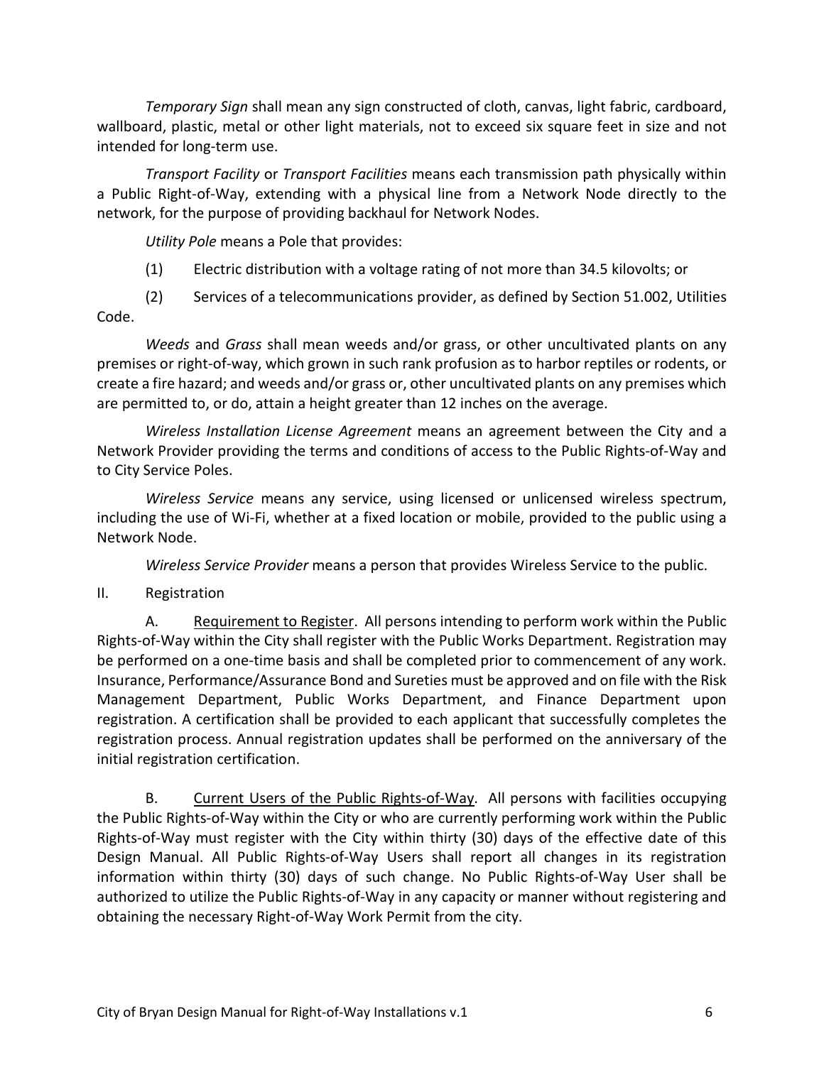*Temporary Sign* shall mean any sign constructed of cloth, canvas, light fabric, cardboard, wallboard, plastic, metal or other light materials, not to exceed six square feet in size and not intended for long-term use.

*Transport Facility* or *Transport Facilities* means each transmission path physically within a Public Right-of-Way, extending with a physical line from a Network Node directly to the network, for the purpose of providing backhaul for Network Nodes.

*Utility Pole* means a Pole that provides:

(1) Electric distribution with a voltage rating of not more than 34.5 kilovolts; or

(2) Services of a telecommunications provider, as defined by Section 51.002, Utilities Code.

*Weeds* and *Grass* shall mean weeds and/or grass, or other uncultivated plants on any premises or right-of-way, which grown in such rank profusion as to harbor reptiles or rodents, or create a fire hazard; and weeds and/or grass or, other uncultivated plants on any premises which are permitted to, or do, attain a height greater than 12 inches on the average.

*Wireless Installation License Agreement* means an agreement between the City and a Network Provider providing the terms and conditions of access to the Public Rights-of-Way and to City Service Poles.

*Wireless Service* means any service, using licensed or unlicensed wireless spectrum, including the use of Wi-Fi, whether at a fixed location or mobile, provided to the public using a Network Node.

*Wireless Service Provider* means a person that provides Wireless Service to the public.

## II. Registration

A. Requirement to Register. All persons intending to perform work within the Public Rights-of-Way within the City shall register with the Public Works Department. Registration may be performed on a one-time basis and shall be completed prior to commencement of any work. Insurance, Performance/Assurance Bond and Sureties must be approved and on file with the Risk Management Department, Public Works Department, and Finance Department upon registration. A certification shall be provided to each applicant that successfully completes the registration process. Annual registration updates shall be performed on the anniversary of the initial registration certification.

B. Current Users of the Public Rights-of-Way. All persons with facilities occupying the Public Rights-of-Way within the City or who are currently performing work within the Public Rights-of-Way must register with the City within thirty (30) days of the effective date of this Design Manual. All Public Rights-of-Way Users shall report all changes in its registration information within thirty (30) days of such change. No Public Rights-of-Way User shall be authorized to utilize the Public Rights-of-Way in any capacity or manner without registering and obtaining the necessary Right-of-Way Work Permit from the city.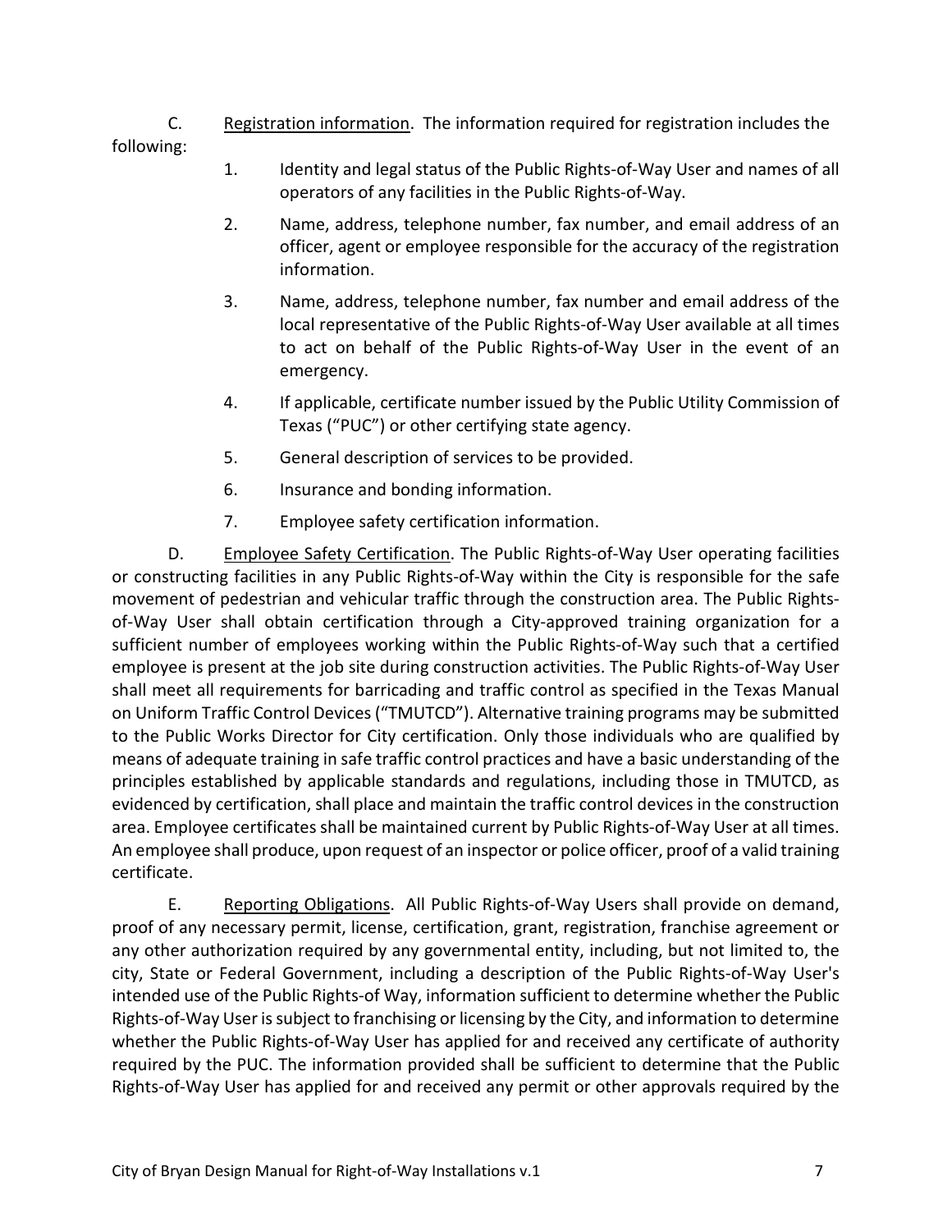C. Registration information. The information required for registration includes the following:

1. Identity and legal status of the Public Rights-of-Way User and names of all operators of any facilities in the Public Rights-of-Way.
2. Name, address, telephone number, fax number, and email address of an officer, agent or employee responsible for the accuracy of the registration information.
3. Name, address, telephone number, fax number and email address of the local representative of the Public Rights-of-Way User available at all times to act on behalf of the Public Rights-of-Way User in the event of an emergency.
4. If applicable, certificate number issued by the Public Utility Commission of Texas ("PUC") or other certifying state agency.
5. General description of services to be provided.
6. Insurance and bonding information.
7. Employee safety certification information.

D. Employee Safety Certification. The Public Rights-of-Way User operating facilities or constructing facilities in any Public Rights-of-Way within the City is responsible for the safe movement of pedestrian and vehicular traffic through the construction area. The Public Rights-of-Way User shall obtain certification through a City-approved training organization for a sufficient number of employees working within the Public Rights-of-Way such that a certified employee is present at the job site during construction activities. The Public Rights-of-Way User shall meet all requirements for barricading and traffic control as specified in the Texas Manual on Uniform Traffic Control Devices ("TMUTCD"). Alternative training programs may be submitted to the Public Works Director for City certification. Only those individuals who are qualified by means of adequate training in safe traffic control practices and have a basic understanding of the principles established by applicable standards and regulations, including those in TMUTCD, as evidenced by certification, shall place and maintain the traffic control devices in the construction area. Employee certificates shall be maintained current by Public Rights-of-Way User at all times. An employee shall produce, upon request of an inspector or police officer, proof of a valid training certificate.

E. Reporting Obligations. All Public Rights-of-Way Users shall provide on demand, proof of any necessary permit, license, certification, grant, registration, franchise agreement or any other authorization required by any governmental entity, including, but not limited to, the city, State or Federal Government, including a description of the Public Rights-of-Way User's intended use of the Public Rights-of Way, information sufficient to determine whether the Public Rights-of-Way User is subject to franchising or licensing by the City, and information to determine whether the Public Rights-of-Way User has applied for and received any certificate of authority required by the PUC. The information provided shall be sufficient to determine that the Public Rights-of-Way User has applied for and received any permit or other approvals required by the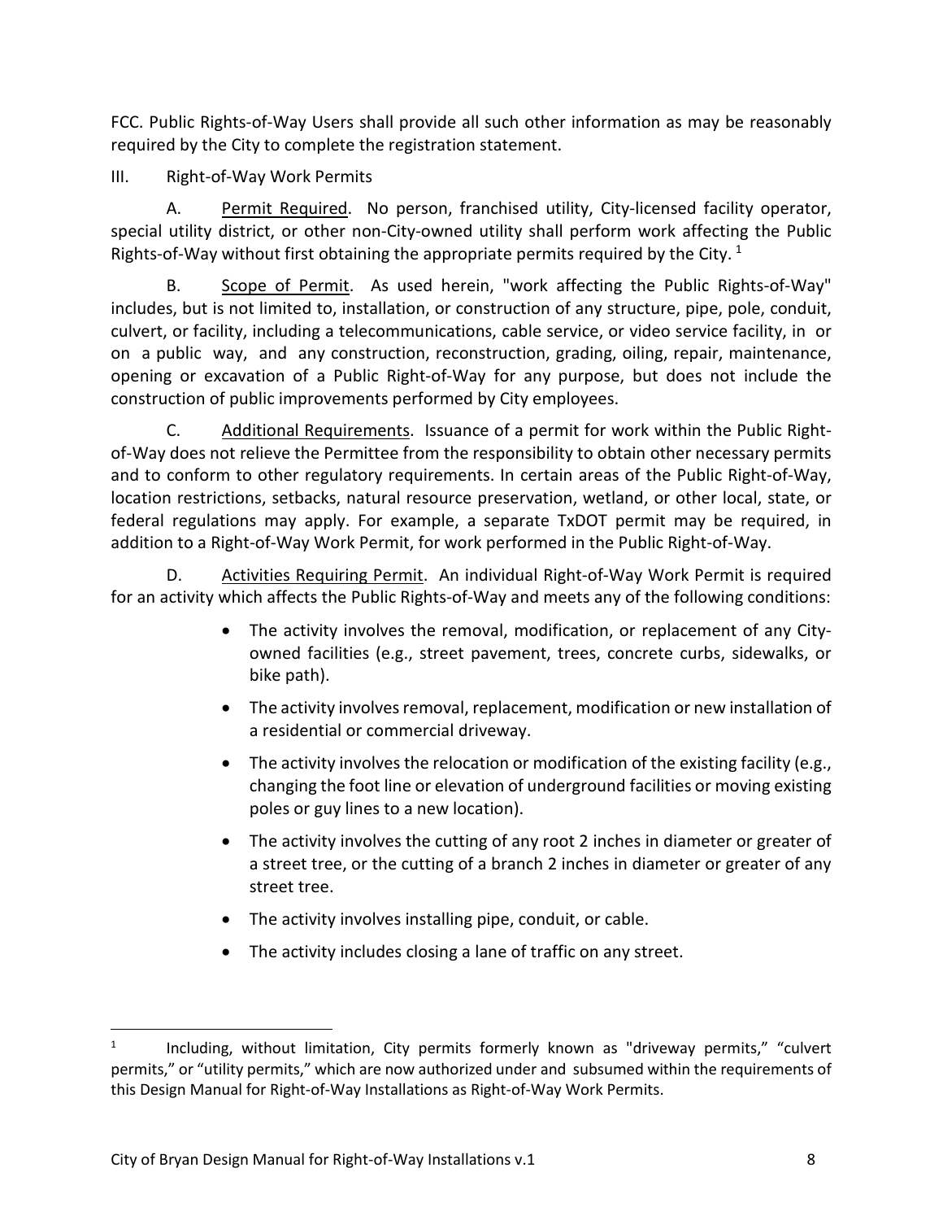FCC. Public Rights-of-Way Users shall provide all such other information as may be reasonably required by the City to complete the registration statement.

III. Right-of-Way Work Permits

A. Permit Required. No person, franchised utility, City-licensed facility operator, special utility district, or other non-City-owned utility shall perform work affecting the Public Rights-of-Way without first obtaining the appropriate permits required by the City. [1]

B. Scope of Permit. As used herein, "work affecting the Public Rights-of-Way" includes, but is not limited to, installation, or construction of any structure, pipe, pole, conduit, culvert, or facility, including a telecommunications, cable service, or video service facility, in or on a public way, and any construction, reconstruction, grading, oiling, repair, maintenance, opening or excavation of a Public Right-of-Way for any purpose, but does not include the construction of public improvements performed by City employees.

C. Additional Requirements. Issuance of a permit for work within the Public Right-of-Way does not relieve the Permittee from the responsibility to obtain other necessary permits and to conform to other regulatory requirements. In certain areas of the Public Right-of-Way, location restrictions, setbacks, natural resource preservation, wetland, or other local, state, or federal regulations may apply. For example, a separate TxDOT permit may be required, in addition to a Right-of-Way Work Permit, for work performed in the Public Right-of-Way.

D. Activities Requiring Permit. An individual Right-of-Way Work Permit is required for an activity which affects the Public Rights-of-Way and meets any of the following conditions:

- The activity involves the removal, modification, or replacement of any City-owned facilities (e.g., street pavement, trees, concrete curbs, sidewalks, or bike path).
- The activity involves removal, replacement, modification or new installation of a residential or commercial driveway.
- The activity involves the relocation or modification of the existing facility (e.g., changing the foot line or elevation of underground facilities or moving existing poles or guy lines to a new location).
- The activity involves the cutting of any root 2 inches in diameter or greater of a street tree, or the cutting of a branch 2 inches in diameter or greater of any street tree.
- The activity involves installing pipe, conduit, or cable.
- The activity includes closing a lane of traffic on any street.

---

[1] Including, without limitation, City permits formerly known as "driveway permits," "culvert permits," or "utility permits," which are now authorized under and subsumed within the requirements of this Design Manual for Right-of-Way Installations as Right-of-Way Work Permits.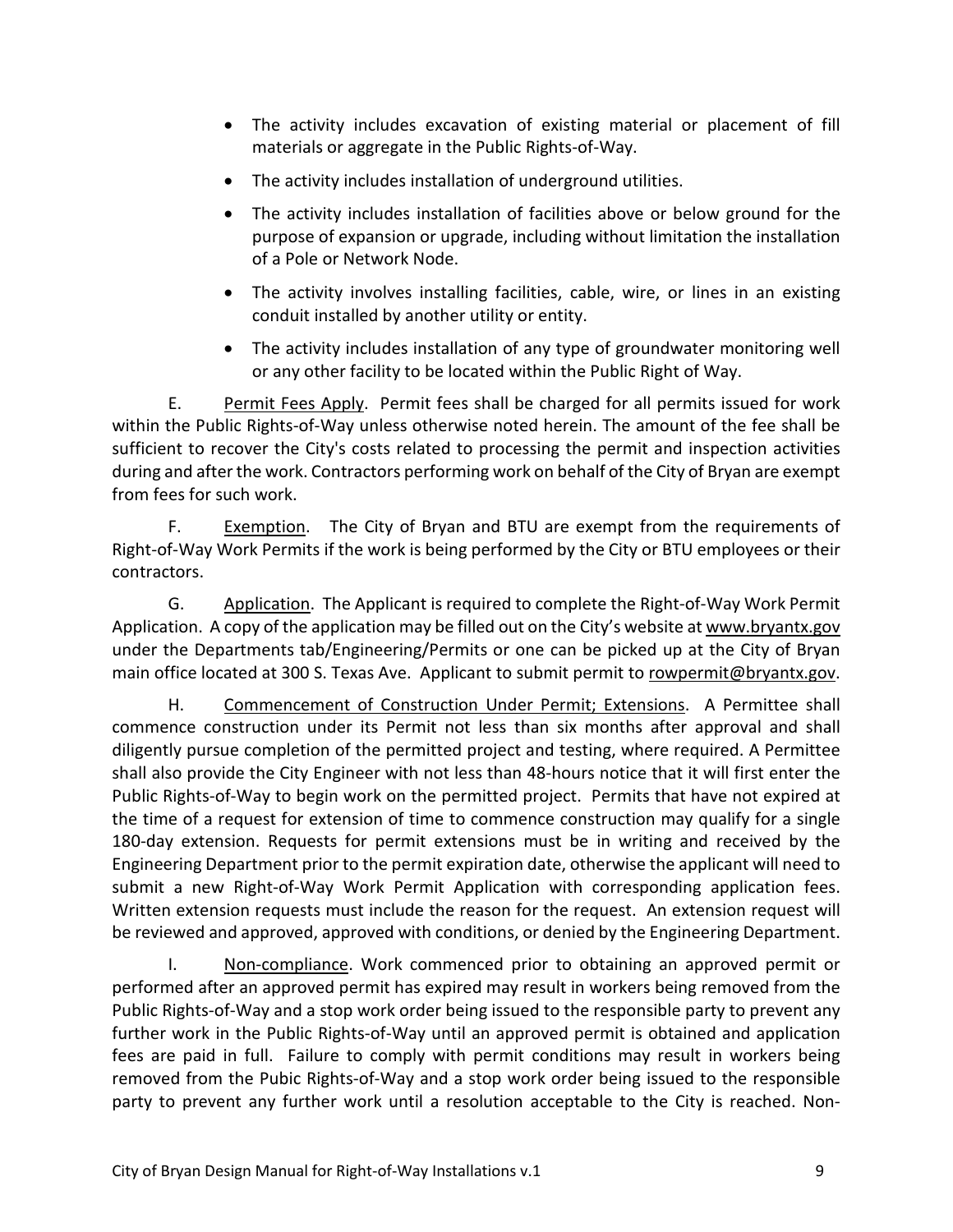- The activity includes excavation of existing material or placement of fill materials or aggregate in the Public Rights-of-Way.
- The activity includes installation of underground utilities.
- The activity includes installation of facilities above or below ground for the purpose of expansion or upgrade, including without limitation the installation of a Pole or Network Node.
- The activity involves installing facilities, cable, wire, or lines in an existing conduit installed by another utility or entity.
- The activity includes installation of any type of groundwater monitoring well or any other facility to be located within the Public Right of Way.

E. Permit Fees Apply. Permit fees shall be charged for all permits issued for work within the Public Rights-of-Way unless otherwise noted herein. The amount of the fee shall be sufficient to recover the City's costs related to processing the permit and inspection activities during and after the work. Contractors performing work on behalf of the City of Bryan are exempt from fees for such work.

F. Exemption. The City of Bryan and BTU are exempt from the requirements of Right-of-Way Work Permits if the work is being performed by the City or BTU employees or their contractors.

G. Application. The Applicant is required to complete the Right-of-Way Work Permit Application. A copy of the application may be filled out on the City's website at www.bryantx.gov under the Departments tab/Engineering/Permits or one can be picked up at the City of Bryan main office located at 300 S. Texas Ave. Applicant to submit permit to rowpermit@bryantx.gov.

H. Commencement of Construction Under Permit; Extensions. A Permittee shall commence construction under its Permit not less than six months after approval and shall diligently pursue completion of the permitted project and testing, where required. A Permittee shall also provide the City Engineer with not less than 48-hours notice that it will first enter the Public Rights-of-Way to begin work on the permitted project. Permits that have not expired at the time of a request for extension of time to commence construction may qualify for a single 180-day extension. Requests for permit extensions must be in writing and received by the Engineering Department prior to the permit expiration date, otherwise the applicant will need to submit a new Right-of-Way Work Permit Application with corresponding application fees. Written extension requests must include the reason for the request. An extension request will be reviewed and approved, approved with conditions, or denied by the Engineering Department.

I. Non-compliance. Work commenced prior to obtaining an approved permit or performed after an approved permit has expired may result in workers being removed from the Public Rights-of-Way and a stop work order being issued to the responsible party to prevent any further work in the Public Rights-of-Way until an approved permit is obtained and application fees are paid in full. Failure to comply with permit conditions may result in workers being removed from the Pubic Rights-of-Way and a stop work order being issued to the responsible party to prevent any further work until a resolution acceptable to the City is reached. Non-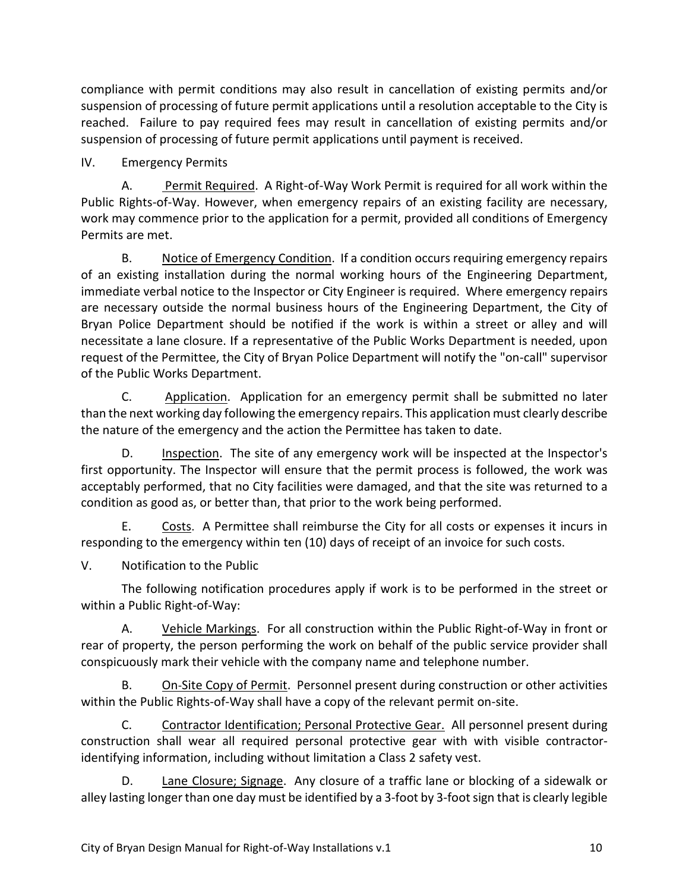compliance with permit conditions may also result in cancellation of existing permits and/or suspension of processing of future permit applications until a resolution acceptable to the City is reached. Failure to pay required fees may result in cancellation of existing permits and/or suspension of processing of future permit applications until payment is received.

## IV. Emergency Permits

A. Permit Required. A Right-of-Way Work Permit is required for all work within the Public Rights-of-Way. However, when emergency repairs of an existing facility are necessary, work may commence prior to the application for a permit, provided all conditions of Emergency Permits are met.

B. Notice of Emergency Condition. If a condition occurs requiring emergency repairs of an existing installation during the normal working hours of the Engineering Department, immediate verbal notice to the Inspector or City Engineer is required. Where emergency repairs are necessary outside the normal business hours of the Engineering Department, the City of Bryan Police Department should be notified if the work is within a street or alley and will necessitate a lane closure. If a representative of the Public Works Department is needed, upon request of the Permittee, the City of Bryan Police Department will notify the "on-call" supervisor of the Public Works Department.

C. Application. Application for an emergency permit shall be submitted no later than the next working day following the emergency repairs. This application must clearly describe the nature of the emergency and the action the Permittee has taken to date.

D. Inspection. The site of any emergency work will be inspected at the Inspector's first opportunity. The Inspector will ensure that the permit process is followed, the work was acceptably performed, that no City facilities were damaged, and that the site was returned to a condition as good as, or better than, that prior to the work being performed.

E. Costs. A Permittee shall reimburse the City for all costs or expenses it incurs in responding to the emergency within ten (10) days of receipt of an invoice for such costs.

## V. Notification to the Public

The following notification procedures apply if work is to be performed in the street or within a Public Right-of-Way:

A. Vehicle Markings. For all construction within the Public Right-of-Way in front or rear of property, the person performing the work on behalf of the public service provider shall conspicuously mark their vehicle with the company name and telephone number.

B. On-Site Copy of Permit. Personnel present during construction or other activities within the Public Rights-of-Way shall have a copy of the relevant permit on-site.

C. Contractor Identification; Personal Protective Gear. All personnel present during construction shall wear all required personal protective gear with with visible contractor-identifying information, including without limitation a Class 2 safety vest.

D. Lane Closure; Signage. Any closure of a traffic lane or blocking of a sidewalk or alley lasting longer than one day must be identified by a 3-foot by 3-foot sign that is clearly legible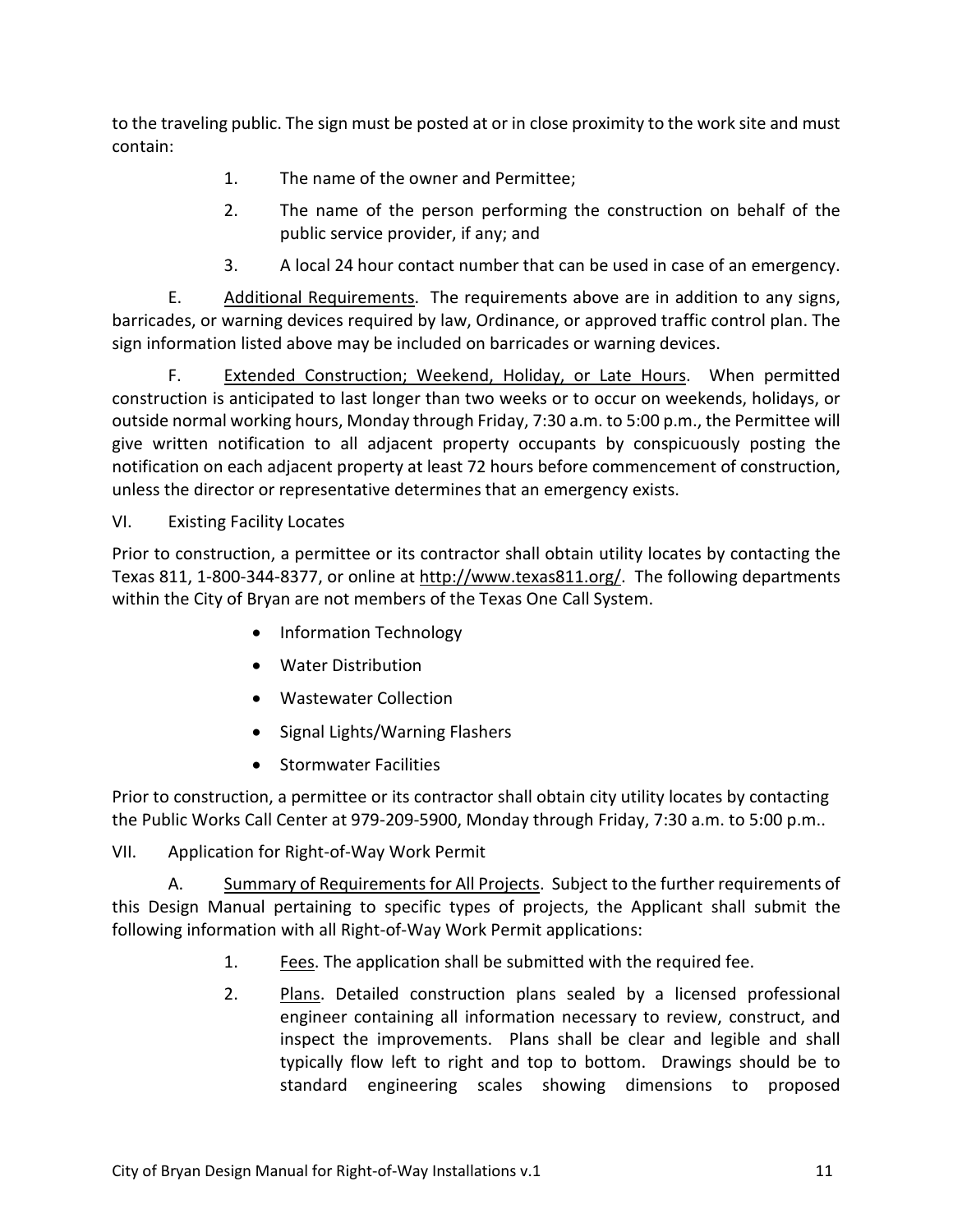to the traveling public. The sign must be posted at or in close proximity to the work site and must contain:

1. The name of the owner and Permittee;
2. The name of the person performing the construction on behalf of the public service provider, if any; and
3. A local 24 hour contact number that can be used in case of an emergency.

E. Additional Requirements. The requirements above are in addition to any signs, barricades, or warning devices required by law, Ordinance, or approved traffic control plan. The sign information listed above may be included on barricades or warning devices.

F. Extended Construction; Weekend, Holiday, or Late Hours. When permitted construction is anticipated to last longer than two weeks or to occur on weekends, holidays, or outside normal working hours, Monday through Friday, 7:30 a.m. to 5:00 p.m., the Permittee will give written notification to all adjacent property occupants by conspicuously posting the notification on each adjacent property at least 72 hours before commencement of construction, unless the director or representative determines that an emergency exists.

## VI. Existing Facility Locates

Prior to construction, a permittee or its contractor shall obtain utility locates by contacting the Texas 811, 1-800-344-8377, or online at http://www.texas811.org/. The following departments within the City of Bryan are not members of the Texas One Call System.

- Information Technology
- Water Distribution
- Wastewater Collection
- Signal Lights/Warning Flashers
- Stormwater Facilities

Prior to construction, a permittee or its contractor shall obtain city utility locates by contacting the Public Works Call Center at 979-209-5900, Monday through Friday, 7:30 a.m. to 5:00 p.m..

## VII. Application for Right-of-Way Work Permit

A. Summary of Requirements for All Projects. Subject to the further requirements of this Design Manual pertaining to specific types of projects, the Applicant shall submit the following information with all Right-of-Way Work Permit applications:

1. Fees. The application shall be submitted with the required fee.
2. Plans. Detailed construction plans sealed by a licensed professional engineer containing all information necessary to review, construct, and inspect the improvements. Plans shall be clear and legible and shall typically flow left to right and top to bottom. Drawings should be to standard engineering scales showing dimensions to proposed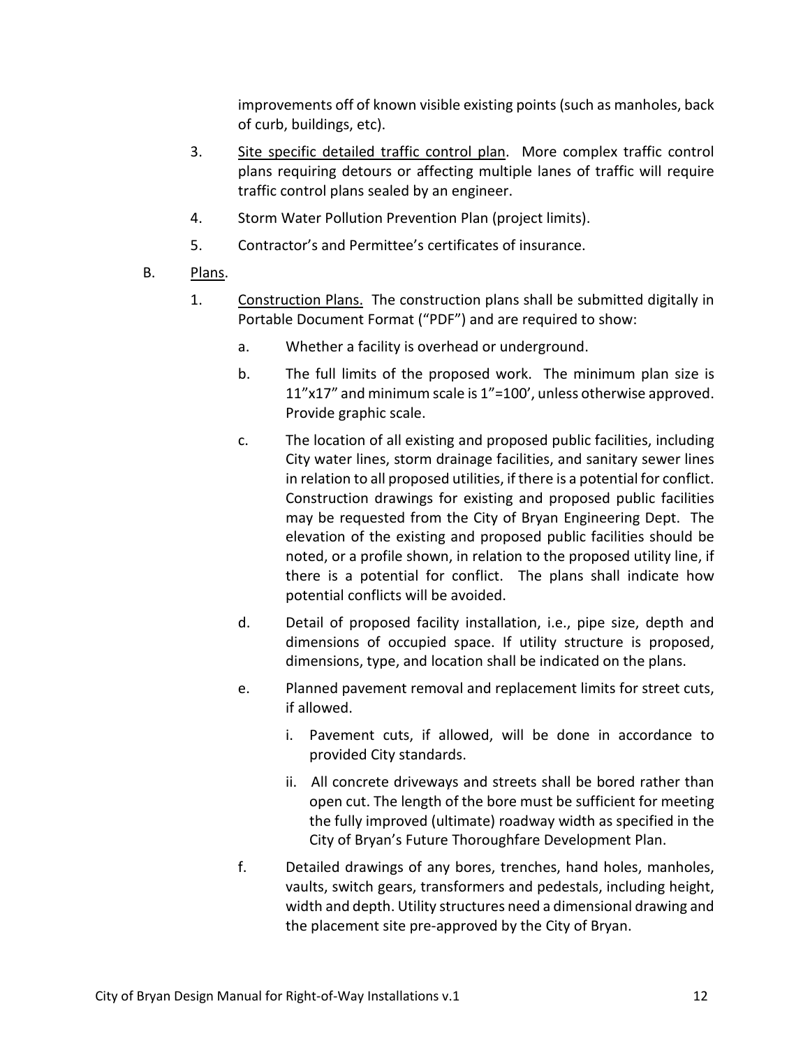improvements off of known visible existing points (such as manholes, back of curb, buildings, etc).

3. Site specific detailed traffic control plan. More complex traffic control plans requiring detours or affecting multiple lanes of traffic will require traffic control plans sealed by an engineer.

4. Storm Water Pollution Prevention Plan (project limits).

5. Contractor's and Permittee's certificates of insurance.

B. Plans.

1. Construction Plans. The construction plans shall be submitted digitally in Portable Document Format ("PDF") and are required to show:

   a. Whether a facility is overhead or underground.

   b. The full limits of the proposed work. The minimum plan size is 11"x17" and minimum scale is 1"=100', unless otherwise approved. Provide graphic scale.

   c. The location of all existing and proposed public facilities, including City water lines, storm drainage facilities, and sanitary sewer lines in relation to all proposed utilities, if there is a potential for conflict. Construction drawings for existing and proposed public facilities may be requested from the City of Bryan Engineering Dept. The elevation of the existing and proposed public facilities should be noted, or a profile shown, in relation to the proposed utility line, if there is a potential for conflict. The plans shall indicate how potential conflicts will be avoided.

   d. Detail of proposed facility installation, i.e., pipe size, depth and dimensions of occupied space. If utility structure is proposed, dimensions, type, and location shall be indicated on the plans.

   e. Planned pavement removal and replacement limits for street cuts, if allowed.

      i. Pavement cuts, if allowed, will be done in accordance to provided City standards.

      ii. All concrete driveways and streets shall be bored rather than open cut. The length of the bore must be sufficient for meeting the fully improved (ultimate) roadway width as specified in the City of Bryan's Future Thoroughfare Development Plan.

   f. Detailed drawings of any bores, trenches, hand holes, manholes, vaults, switch gears, transformers and pedestals, including height, width and depth. Utility structures need a dimensional drawing and the placement site pre-approved by the City of Bryan.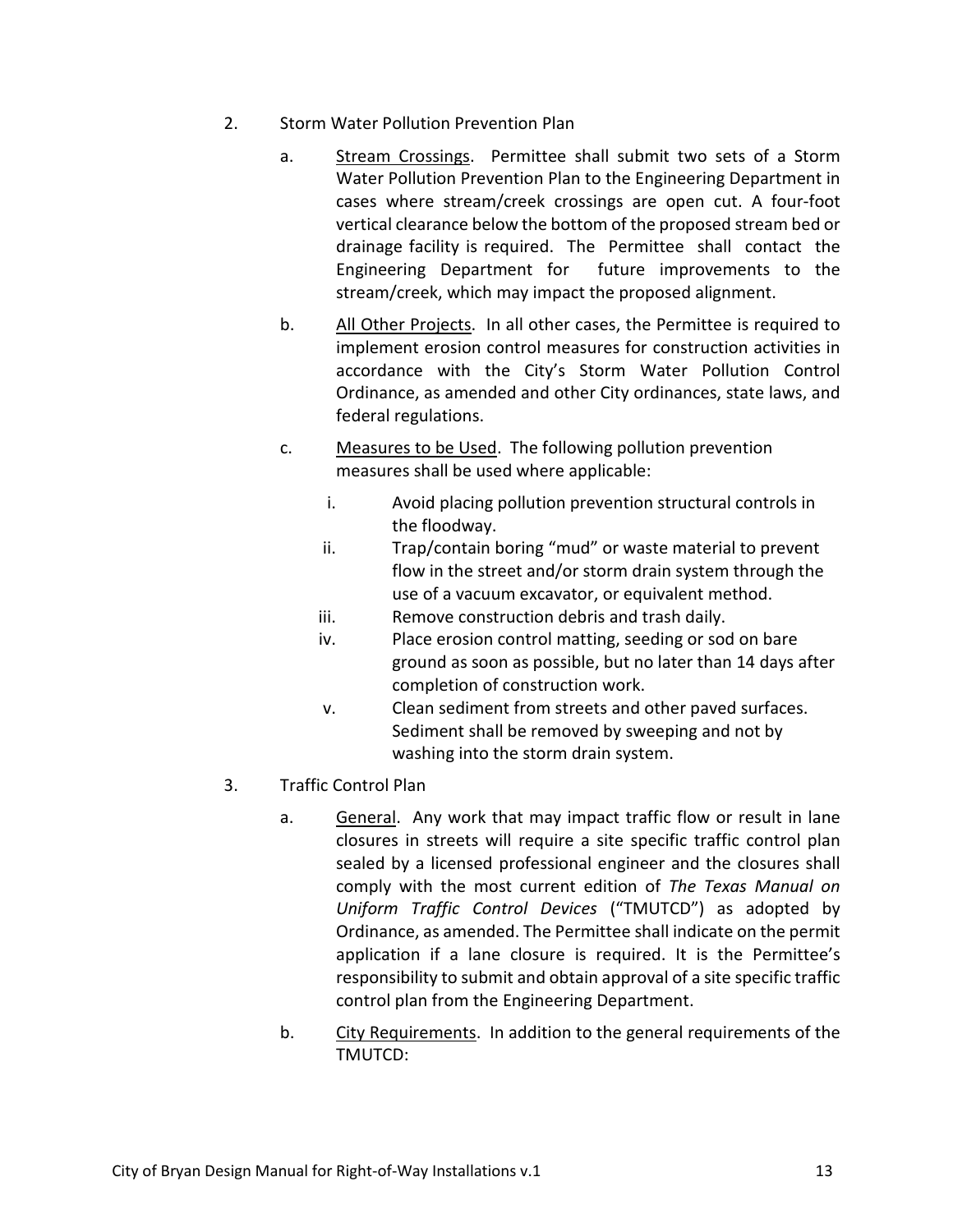2. Storm Water Pollution Prevention Plan

   a. Stream Crossings. Permittee shall submit two sets of a Storm Water Pollution Prevention Plan to the Engineering Department in cases where stream/creek crossings are open cut. A four-foot vertical clearance below the bottom of the proposed stream bed or drainage facility is required. The Permittee shall contact the Engineering Department for future improvements to the stream/creek, which may impact the proposed alignment.

   b. All Other Projects. In all other cases, the Permittee is required to implement erosion control measures for construction activities in accordance with the City's Storm Water Pollution Control Ordinance, as amended and other City ordinances, state laws, and federal regulations.

   c. Measures to be Used. The following pollution prevention measures shall be used where applicable:

      i. Avoid placing pollution prevention structural controls in the floodway.
      ii. Trap/contain boring "mud" or waste material to prevent flow in the street and/or storm drain system through the use of a vacuum excavator, or equivalent method.
      iii. Remove construction debris and trash daily.
      iv. Place erosion control matting, seeding or sod on bare ground as soon as possible, but no later than 14 days after completion of construction work.
      v. Clean sediment from streets and other paved surfaces. Sediment shall be removed by sweeping and not by washing into the storm drain system.

3. Traffic Control Plan

   a. General. Any work that may impact traffic flow or result in lane closures in streets will require a site specific traffic control plan sealed by a licensed professional engineer and the closures shall comply with the most current edition of *The Texas Manual on Uniform Traffic Control Devices* ("TMUTCD") as adopted by Ordinance, as amended. The Permittee shall indicate on the permit application if a lane closure is required. It is the Permittee's responsibility to submit and obtain approval of a site specific traffic control plan from the Engineering Department.

   b. City Requirements. In addition to the general requirements of the TMUTCD: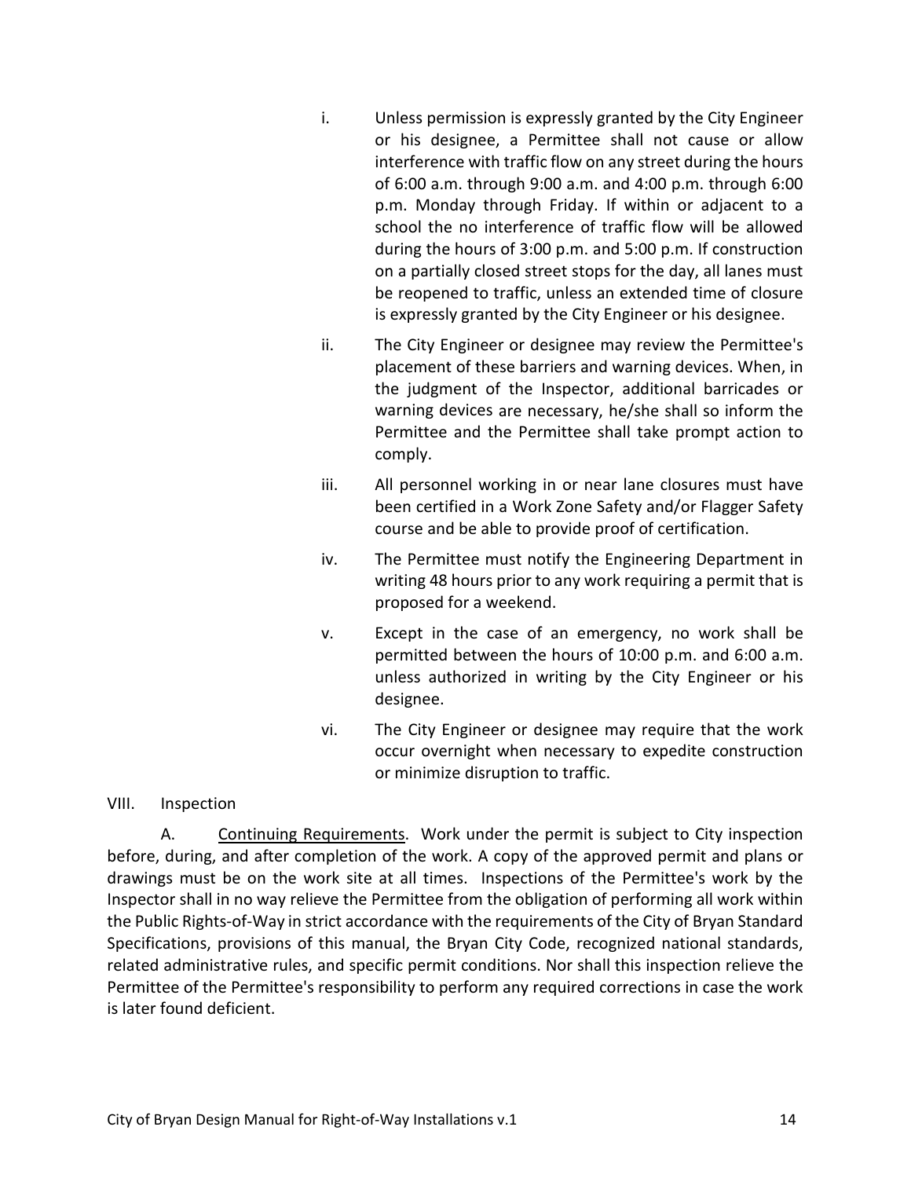i. Unless permission is expressly granted by the City Engineer or his designee, a Permittee shall not cause or allow interference with traffic flow on any street during the hours of 6:00 a.m. through 9:00 a.m. and 4:00 p.m. through 6:00 p.m. Monday through Friday. If within or adjacent to a school the no interference of traffic flow will be allowed during the hours of 3:00 p.m. and 5:00 p.m. If construction on a partially closed street stops for the day, all lanes must be reopened to traffic, unless an extended time of closure is expressly granted by the City Engineer or his designee.

ii. The City Engineer or designee may review the Permittee's placement of these barriers and warning devices. When, in the judgment of the Inspector, additional barricades or warning devices are necessary, he/she shall so inform the Permittee and the Permittee shall take prompt action to comply.

iii. All personnel working in or near lane closures must have been certified in a Work Zone Safety and/or Flagger Safety course and be able to provide proof of certification.

iv. The Permittee must notify the Engineering Department in writing 48 hours prior to any work requiring a permit that is proposed for a weekend.

v. Except in the case of an emergency, no work shall be permitted between the hours of 10:00 p.m. and 6:00 a.m. unless authorized in writing by the City Engineer or his designee.

vi. The City Engineer or designee may require that the work occur overnight when necessary to expedite construction or minimize disruption to traffic.

## VIII. Inspection

A. Continuing Requirements. Work under the permit is subject to City inspection before, during, and after completion of the work. A copy of the approved permit and plans or drawings must be on the work site at all times. Inspections of the Permittee's work by the Inspector shall in no way relieve the Permittee from the obligation of performing all work within the Public Rights-of-Way in strict accordance with the requirements of the City of Bryan Standard Specifications, provisions of this manual, the Bryan City Code, recognized national standards, related administrative rules, and specific permit conditions. Nor shall this inspection relieve the Permittee of the Permittee's responsibility to perform any required corrections in case the work is later found deficient.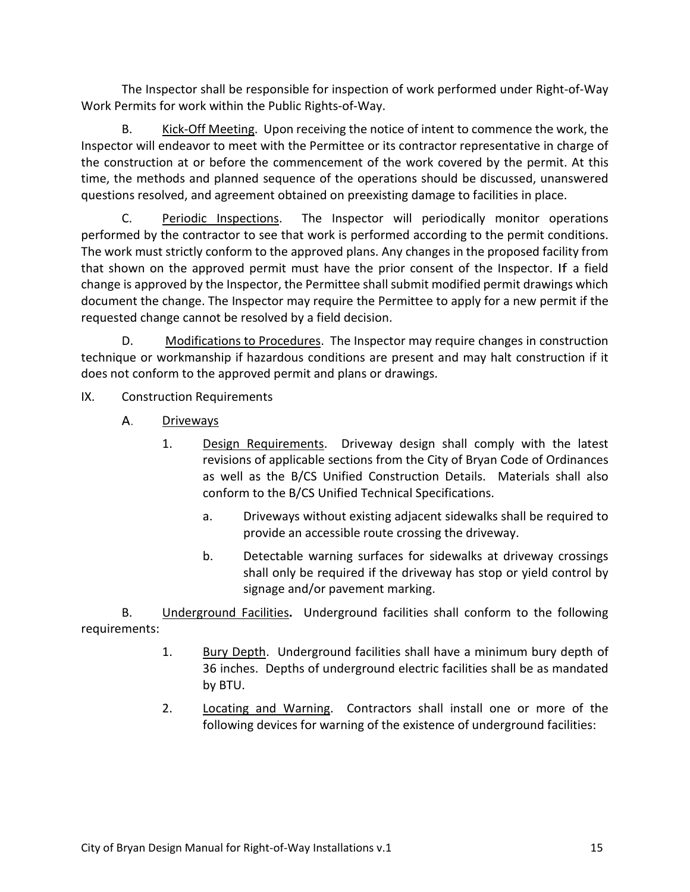The Inspector shall be responsible for inspection of work performed under Right-of-Way Work Permits for work within the Public Rights-of-Way.

B. Kick-Off Meeting. Upon receiving the notice of intent to commence the work, the Inspector will endeavor to meet with the Permittee or its contractor representative in charge of the construction at or before the commencement of the work covered by the permit. At this time, the methods and planned sequence of the operations should be discussed, unanswered questions resolved, and agreement obtained on preexisting damage to facilities in place.

C. Periodic Inspections. The Inspector will periodically monitor operations performed by the contractor to see that work is performed according to the permit conditions. The work must strictly conform to the approved plans. Any changes in the proposed facility from that shown on the approved permit must have the prior consent of the Inspector. If a field change is approved by the Inspector, the Permittee shall submit modified permit drawings which document the change. The Inspector may require the Permittee to apply for a new permit if the requested change cannot be resolved by a field decision.

D. Modifications to Procedures. The Inspector may require changes in construction technique or workmanship if hazardous conditions are present and may halt construction if it does not conform to the approved permit and plans or drawings.

IX. Construction Requirements

A. Driveways

1. Design Requirements. Driveway design shall comply with the latest revisions of applicable sections from the City of Bryan Code of Ordinances as well as the B/CS Unified Construction Details. Materials shall also conform to the B/CS Unified Technical Specifications.

   a. Driveways without existing adjacent sidewalks shall be required to provide an accessible route crossing the driveway.

   b. Detectable warning surfaces for sidewalks at driveway crossings shall only be required if the driveway has stop or yield control by signage and/or pavement marking.

B. Underground Facilities. Underground facilities shall conform to the following requirements:

1. Bury Depth. Underground facilities shall have a minimum bury depth of 36 inches. Depths of underground electric facilities shall be as mandated by BTU.

2. Locating and Warning. Contractors shall install one or more of the following devices for warning of the existence of underground facilities: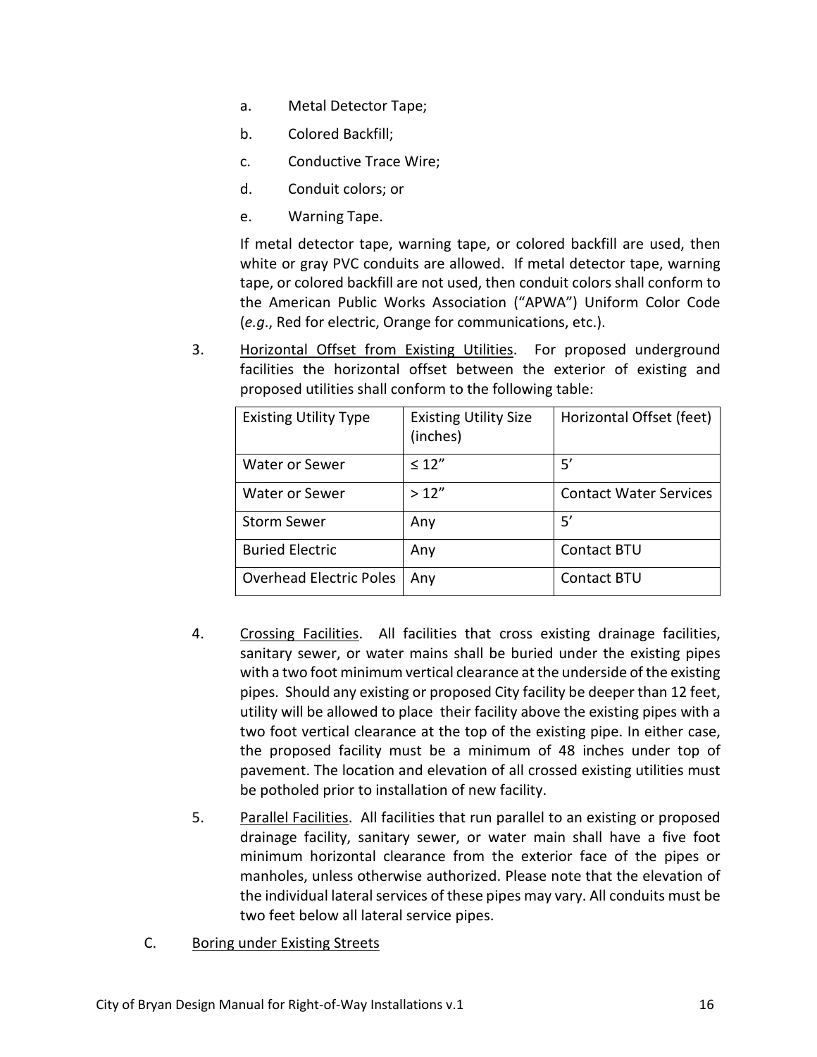a. Metal Detector Tape;

b. Colored Backfill;

c. Conductive Trace Wire;

d. Conduit colors; or

e. Warning Tape.

If metal detector tape, warning tape, or colored backfill are used, then white or gray PVC conduits are allowed. If metal detector tape, warning tape, or colored backfill are not used, then conduit colors shall conform to the American Public Works Association ("APWA") Uniform Color Code (*e.g*., Red for electric, Orange for communications, etc.).

3. Horizontal Offset from Existing Utilities. For proposed underground facilities the horizontal offset between the exterior of existing and proposed utilities shall conform to the following table:

| Existing Utility Type | Existing Utility Size (inches) | Horizontal Offset (feet) |
|---|---|---|
| Water or Sewer | ≤ 12" | 5' |
| Water or Sewer | > 12" | Contact Water Services |
| Storm Sewer | Any | 5' |
| Buried Electric | Any | Contact BTU |
| Overhead Electric Poles | Any | Contact BTU |

4. Crossing Facilities. All facilities that cross existing drainage facilities, sanitary sewer, or water mains shall be buried under the existing pipes with a two foot minimum vertical clearance at the underside of the existing pipes. Should any existing or proposed City facility be deeper than 12 feet, utility will be allowed to place their facility above the existing pipes with a two foot vertical clearance at the top of the existing pipe. In either case, the proposed facility must be a minimum of 48 inches under top of pavement. The location and elevation of all crossed existing utilities must be potholed prior to installation of new facility.

5. Parallel Facilities. All facilities that run parallel to an existing or proposed drainage facility, sanitary sewer, or water main shall have a five foot minimum horizontal clearance from the exterior face of the pipes or manholes, unless otherwise authorized. Please note that the elevation of the individual lateral services of these pipes may vary. All conduits must be two feet below all lateral service pipes.

C. Boring under Existing Streets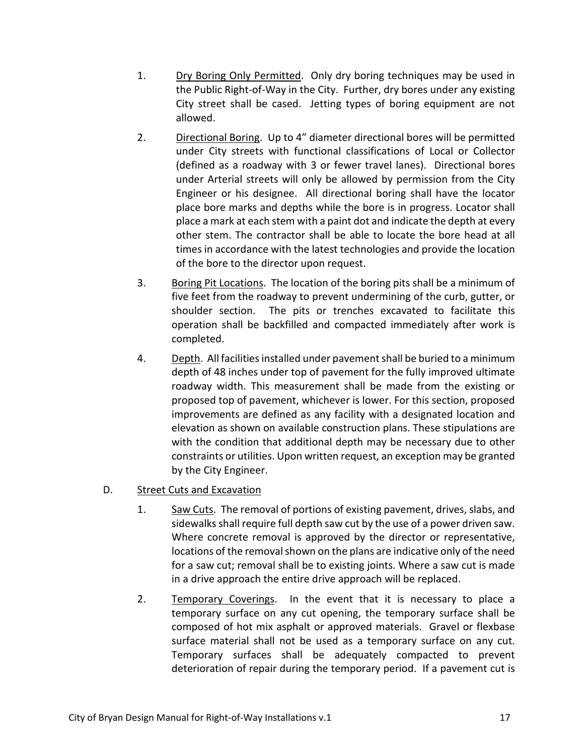1. Dry Boring Only Permitted. Only dry boring techniques may be used in the Public Right-of-Way in the City. Further, dry bores under any existing City street shall be cased. Jetting types of boring equipment are not allowed.

2. Directional Boring. Up to 4" diameter directional bores will be permitted under City streets with functional classifications of Local or Collector (defined as a roadway with 3 or fewer travel lanes). Directional bores under Arterial streets will only be allowed by permission from the City Engineer or his designee. All directional boring shall have the locator place bore marks and depths while the bore is in progress. Locator shall place a mark at each stem with a paint dot and indicate the depth at every other stem. The contractor shall be able to locate the bore head at all times in accordance with the latest technologies and provide the location of the bore to the director upon request.

3. Boring Pit Locations. The location of the boring pits shall be a minimum of five feet from the roadway to prevent undermining of the curb, gutter, or shoulder section. The pits or trenches excavated to facilitate this operation shall be backfilled and compacted immediately after work is completed.

4. Depth. All facilities installed under pavement shall be buried to a minimum depth of 48 inches under top of pavement for the fully improved ultimate roadway width. This measurement shall be made from the existing or proposed top of pavement, whichever is lower. For this section, proposed improvements are defined as any facility with a designated location and elevation as shown on available construction plans. These stipulations are with the condition that additional depth may be necessary due to other constraints or utilities. Upon written request, an exception may be granted by the City Engineer.

D. Street Cuts and Excavation

1. Saw Cuts. The removal of portions of existing pavement, drives, slabs, and sidewalks shall require full depth saw cut by the use of a power driven saw. Where concrete removal is approved by the director or representative, locations of the removal shown on the plans are indicative only of the need for a saw cut; removal shall be to existing joints. Where a saw cut is made in a drive approach the entire drive approach will be replaced.

2. Temporary Coverings. In the event that it is necessary to place a temporary surface on any cut opening, the temporary surface shall be composed of hot mix asphalt or approved materials. Gravel or flexbase surface material shall not be used as a temporary surface on any cut. Temporary surfaces shall be adequately compacted to prevent deterioration of repair during the temporary period. If a pavement cut is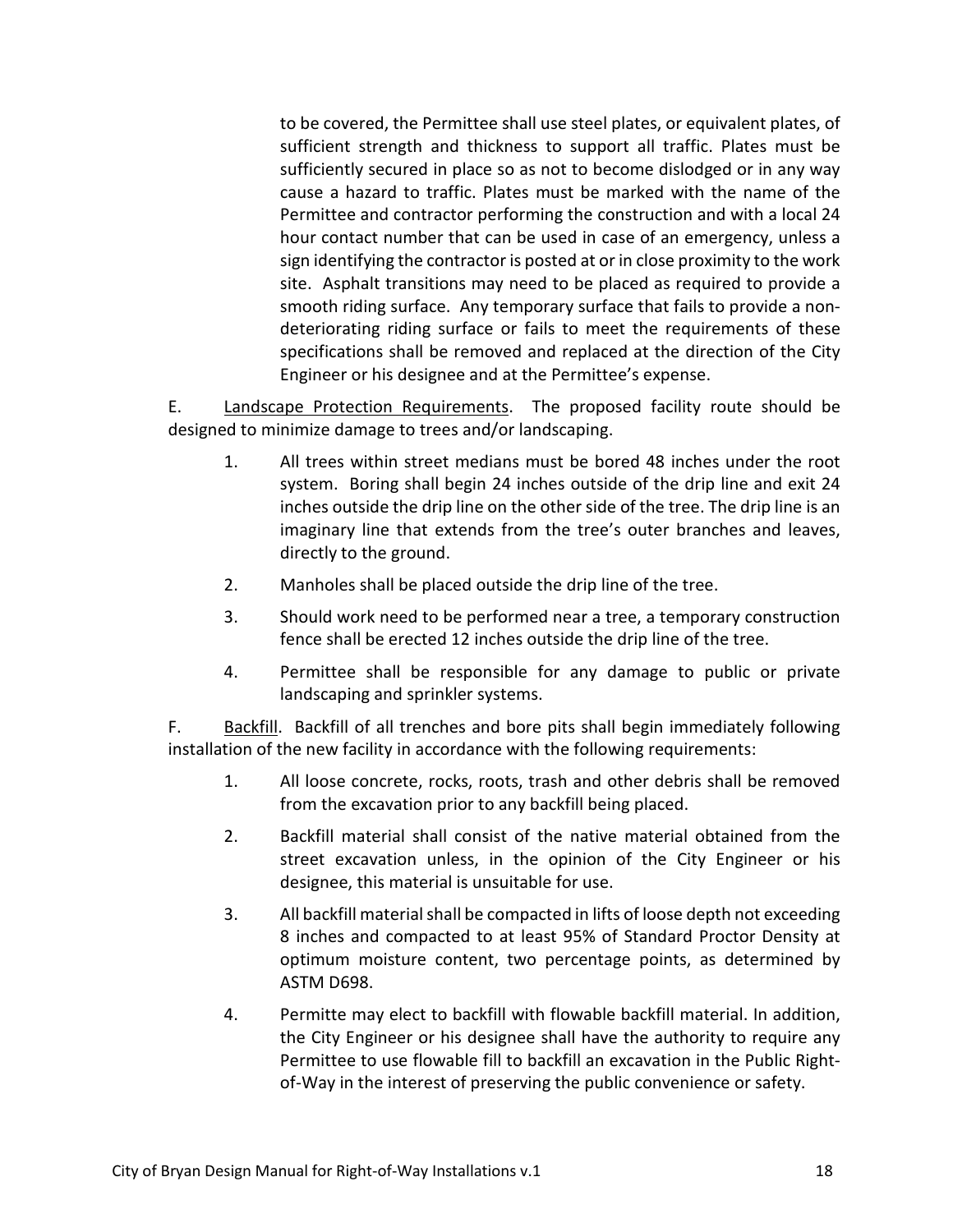to be covered, the Permittee shall use steel plates, or equivalent plates, of sufficient strength and thickness to support all traffic. Plates must be sufficiently secured in place so as not to become dislodged or in any way cause a hazard to traffic. Plates must be marked with the name of the Permittee and contractor performing the construction and with a local 24 hour contact number that can be used in case of an emergency, unless a sign identifying the contractor is posted at or in close proximity to the work site. Asphalt transitions may need to be placed as required to provide a smooth riding surface. Any temporary surface that fails to provide a non-deteriorating riding surface or fails to meet the requirements of these specifications shall be removed and replaced at the direction of the City Engineer or his designee and at the Permittee's expense.

E. <u>Landscape Protection Requirements</u>. The proposed facility route should be designed to minimize damage to trees and/or landscaping.

1. All trees within street medians must be bored 48 inches under the root system. Boring shall begin 24 inches outside of the drip line and exit 24 inches outside the drip line on the other side of the tree. The drip line is an imaginary line that extends from the tree's outer branches and leaves, directly to the ground.
2. Manholes shall be placed outside the drip line of the tree.
3. Should work need to be performed near a tree, a temporary construction fence shall be erected 12 inches outside the drip line of the tree.
4. Permittee shall be responsible for any damage to public or private landscaping and sprinkler systems.

F. <u>Backfill</u>. Backfill of all trenches and bore pits shall begin immediately following installation of the new facility in accordance with the following requirements:

1. All loose concrete, rocks, roots, trash and other debris shall be removed from the excavation prior to any backfill being placed.
2. Backfill material shall consist of the native material obtained from the street excavation unless, in the opinion of the City Engineer or his designee, this material is unsuitable for use.
3. All backfill material shall be compacted in lifts of loose depth not exceeding 8 inches and compacted to at least 95% of Standard Proctor Density at optimum moisture content, two percentage points, as determined by ASTM D698.
4. Permitte may elect to backfill with flowable backfill material. In addition, the City Engineer or his designee shall have the authority to require any Permittee to use flowable fill to backfill an excavation in the Public Right-of-Way in the interest of preserving the public convenience or safety.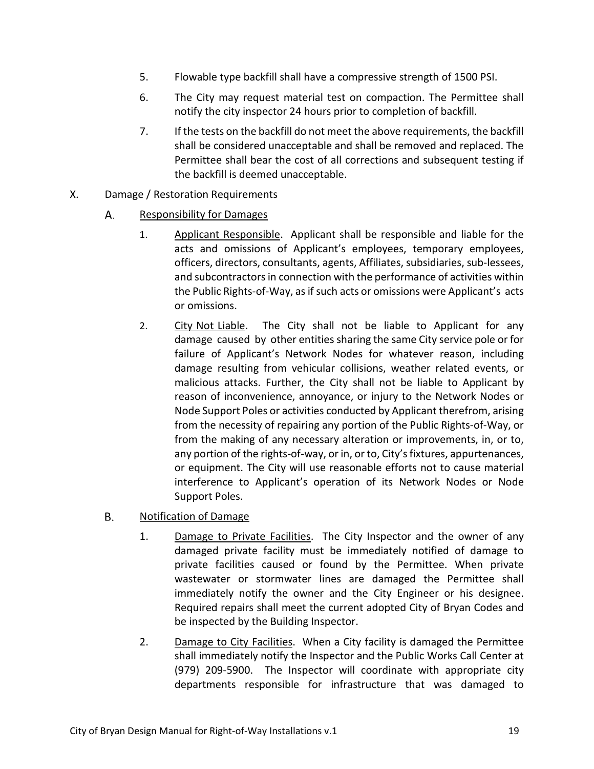5. Flowable type backfill shall have a compressive strength of 1500 PSI.

6. The City may request material test on compaction. The Permittee shall notify the city inspector 24 hours prior to completion of backfill.

7. If the tests on the backfill do not meet the above requirements, the backfill shall be considered unacceptable and shall be removed and replaced. The Permittee shall bear the cost of all corrections and subsequent testing if the backfill is deemed unacceptable.

## X. Damage / Restoration Requirements

### A. Responsibility for Damages

1. Applicant Responsible. Applicant shall be responsible and liable for the acts and omissions of Applicant's employees, temporary employees, officers, directors, consultants, agents, Affiliates, subsidiaries, sub-lessees, and subcontractors in connection with the performance of activities within the Public Rights-of-Way, as if such acts or omissions were Applicant's acts or omissions.

2. City Not Liable. The City shall not be liable to Applicant for any damage caused by other entities sharing the same City service pole or for failure of Applicant's Network Nodes for whatever reason, including damage resulting from vehicular collisions, weather related events, or malicious attacks. Further, the City shall not be liable to Applicant by reason of inconvenience, annoyance, or injury to the Network Nodes or Node Support Poles or activities conducted by Applicant therefrom, arising from the necessity of repairing any portion of the Public Rights-of-Way, or from the making of any necessary alteration or improvements, in, or to, any portion of the rights-of-way, or in, or to, City's fixtures, appurtenances, or equipment. The City will use reasonable efforts not to cause material interference to Applicant's operation of its Network Nodes or Node Support Poles.

### B. Notification of Damage

1. Damage to Private Facilities. The City Inspector and the owner of any damaged private facility must be immediately notified of damage to private facilities caused or found by the Permittee. When private wastewater or stormwater lines are damaged the Permittee shall immediately notify the owner and the City Engineer or his designee. Required repairs shall meet the current adopted City of Bryan Codes and be inspected by the Building Inspector.

2. Damage to City Facilities. When a City facility is damaged the Permittee shall immediately notify the Inspector and the Public Works Call Center at (979) 209-5900. The Inspector will coordinate with appropriate city departments responsible for infrastructure that was damaged to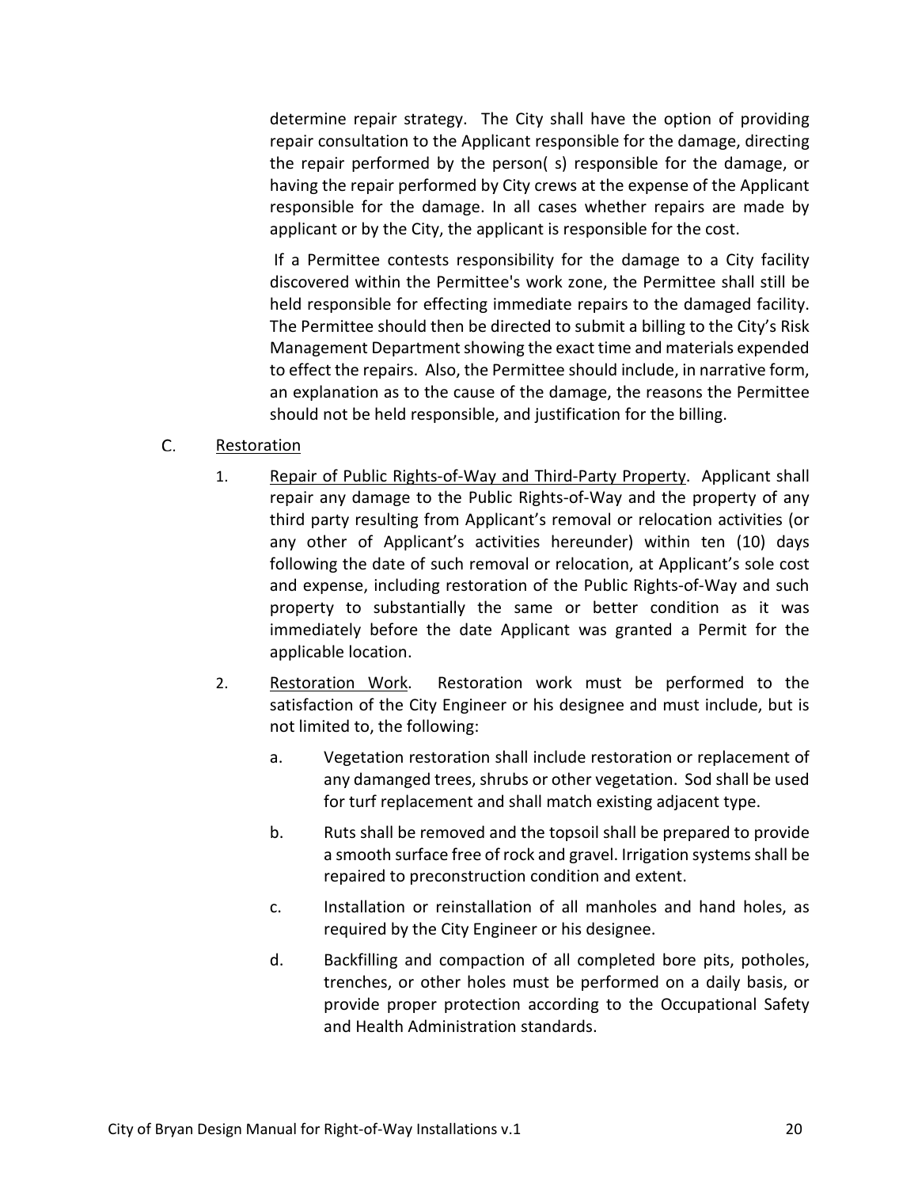determine repair strategy. The City shall have the option of providing repair consultation to the Applicant responsible for the damage, directing the repair performed by the person( s) responsible for the damage, or having the repair performed by City crews at the expense of the Applicant responsible for the damage. In all cases whether repairs are made by applicant or by the City, the applicant is responsible for the cost.

If a Permittee contests responsibility for the damage to a City facility discovered within the Permittee's work zone, the Permittee shall still be held responsible for effecting immediate repairs to the damaged facility. The Permittee should then be directed to submit a billing to the City's Risk Management Department showing the exact time and materials expended to effect the repairs. Also, the Permittee should include, in narrative form, an explanation as to the cause of the damage, the reasons the Permittee should not be held responsible, and justification for the billing.

C. Restoration

1. Repair of Public Rights-of-Way and Third-Party Property. Applicant shall repair any damage to the Public Rights-of-Way and the property of any third party resulting from Applicant's removal or relocation activities (or any other of Applicant's activities hereunder) within ten (10) days following the date of such removal or relocation, at Applicant's sole cost and expense, including restoration of the Public Rights-of-Way and such property to substantially the same or better condition as it was immediately before the date Applicant was granted a Permit for the applicable location.

2. Restoration Work. Restoration work must be performed to the satisfaction of the City Engineer or his designee and must include, but is not limited to, the following:

   a. Vegetation restoration shall include restoration or replacement of any damanged trees, shrubs or other vegetation. Sod shall be used for turf replacement and shall match existing adjacent type.

   b. Ruts shall be removed and the topsoil shall be prepared to provide a smooth surface free of rock and gravel. Irrigation systems shall be repaired to preconstruction condition and extent.

   c. Installation or reinstallation of all manholes and hand holes, as required by the City Engineer or his designee.

   d. Backfilling and compaction of all completed bore pits, potholes, trenches, or other holes must be performed on a daily basis, or provide proper protection according to the Occupational Safety and Health Administration standards.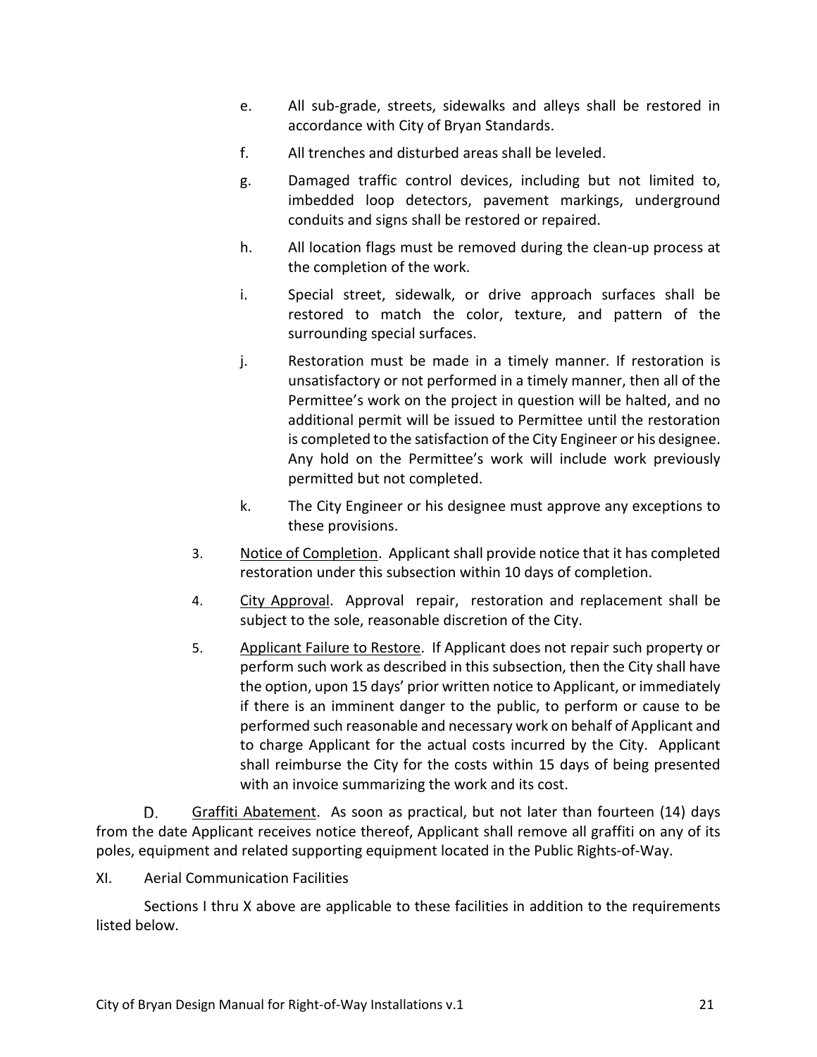e. All sub-grade, streets, sidewalks and alleys shall be restored in accordance with City of Bryan Standards.

f. All trenches and disturbed areas shall be leveled.

g. Damaged traffic control devices, including but not limited to, imbedded loop detectors, pavement markings, underground conduits and signs shall be restored or repaired.

h. All location flags must be removed during the clean-up process at the completion of the work.

i. Special street, sidewalk, or drive approach surfaces shall be restored to match the color, texture, and pattern of the surrounding special surfaces.

j. Restoration must be made in a timely manner. If restoration is unsatisfactory or not performed in a timely manner, then all of the Permittee's work on the project in question will be halted, and no additional permit will be issued to Permittee until the restoration is completed to the satisfaction of the City Engineer or his designee. Any hold on the Permittee's work will include work previously permitted but not completed.

k. The City Engineer or his designee must approve any exceptions to these provisions.

3. Notice of Completion. Applicant shall provide notice that it has completed restoration under this subsection within 10 days of completion.

4. City Approval. Approval repair, restoration and replacement shall be subject to the sole, reasonable discretion of the City.

5. Applicant Failure to Restore. If Applicant does not repair such property or perform such work as described in this subsection, then the City shall have the option, upon 15 days' prior written notice to Applicant, or immediately if there is an imminent danger to the public, to perform or cause to be performed such reasonable and necessary work on behalf of Applicant and to charge Applicant for the actual costs incurred by the City. Applicant shall reimburse the City for the costs within 15 days of being presented with an invoice summarizing the work and its cost.

D. Graffiti Abatement. As soon as practical, but not later than fourteen (14) days from the date Applicant receives notice thereof, Applicant shall remove all graffiti on any of its poles, equipment and related supporting equipment located in the Public Rights-of-Way.

## XI. Aerial Communication Facilities

Sections I thru X above are applicable to these facilities in addition to the requirements listed below.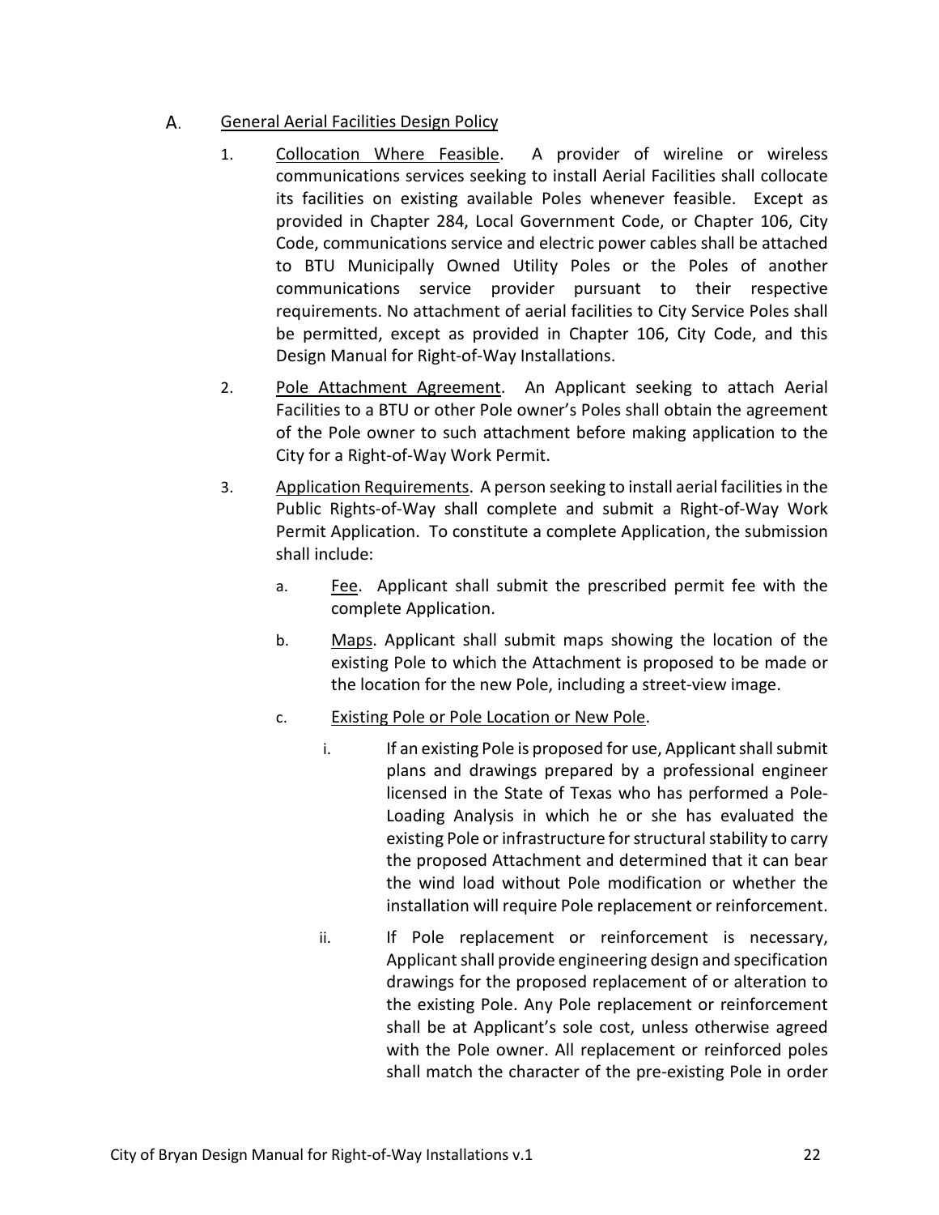A. <u>General Aerial Facilities Design Policy</u>

1. <u>Collocation Where Feasible</u>. A provider of wireline or wireless communications services seeking to install Aerial Facilities shall collocate its facilities on existing available Poles whenever feasible. Except as provided in Chapter 284, Local Government Code, or Chapter 106, City Code, communications service and electric power cables shall be attached to BTU Municipally Owned Utility Poles or the Poles of another communications service provider pursuant to their respective requirements. No attachment of aerial facilities to City Service Poles shall be permitted, except as provided in Chapter 106, City Code, and this Design Manual for Right-of-Way Installations.

2. <u>Pole Attachment Agreement</u>. An Applicant seeking to attach Aerial Facilities to a BTU or other Pole owner's Poles shall obtain the agreement of the Pole owner to such attachment before making application to the City for a Right-of-Way Work Permit.

3. <u>Application Requirements</u>. A person seeking to install aerial facilities in the Public Rights-of-Way shall complete and submit a Right-of-Way Work Permit Application. To constitute a complete Application, the submission shall include:

   a. <u>Fee</u>. Applicant shall submit the prescribed permit fee with the complete Application.

   b. <u>Maps</u>. Applicant shall submit maps showing the location of the existing Pole to which the Attachment is proposed to be made or the location for the new Pole, including a street-view image.

   c. <u>Existing Pole or Pole Location or New Pole</u>.

      i. If an existing Pole is proposed for use, Applicant shall submit plans and drawings prepared by a professional engineer licensed in the State of Texas who has performed a Pole-Loading Analysis in which he or she has evaluated the existing Pole or infrastructure for structural stability to carry the proposed Attachment and determined that it can bear the wind load without Pole modification or whether the installation will require Pole replacement or reinforcement.

      ii. If Pole replacement or reinforcement is necessary, Applicant shall provide engineering design and specification drawings for the proposed replacement of or alteration to the existing Pole. Any Pole replacement or reinforcement shall be at Applicant's sole cost, unless otherwise agreed with the Pole owner. All replacement or reinforced poles shall match the character of the pre-existing Pole in order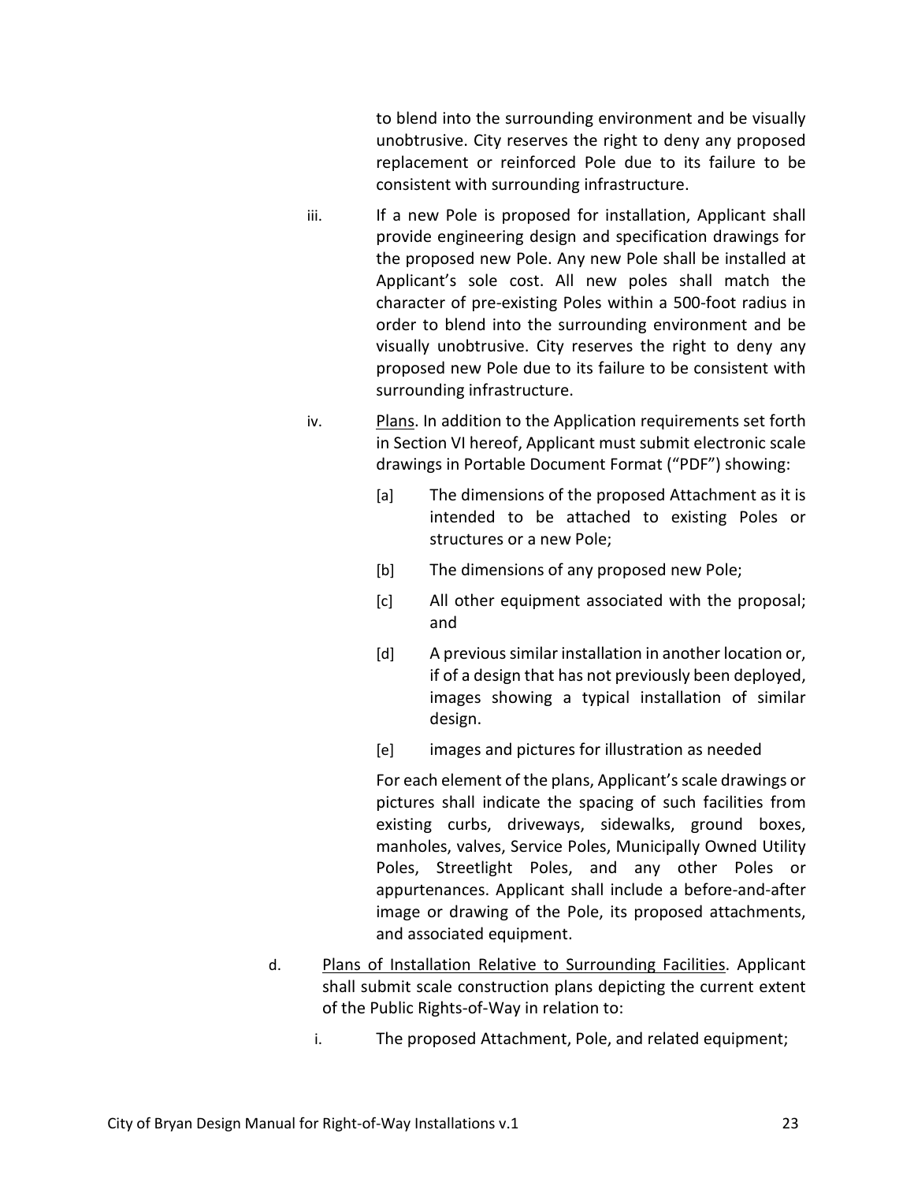to blend into the surrounding environment and be visually unobtrusive. City reserves the right to deny any proposed replacement or reinforced Pole due to its failure to be consistent with surrounding infrastructure.

iii. If a new Pole is proposed for installation, Applicant shall provide engineering design and specification drawings for the proposed new Pole. Any new Pole shall be installed at Applicant's sole cost. All new poles shall match the character of pre-existing Poles within a 500-foot radius in order to blend into the surrounding environment and be visually unobtrusive. City reserves the right to deny any proposed new Pole due to its failure to be consistent with surrounding infrastructure.

iv. Plans. In addition to the Application requirements set forth in Section VI hereof, Applicant must submit electronic scale drawings in Portable Document Format ("PDF") showing:

[a] The dimensions of the proposed Attachment as it is intended to be attached to existing Poles or structures or a new Pole;

[b] The dimensions of any proposed new Pole;

[c] All other equipment associated with the proposal; and

[d] A previous similar installation in another location or, if of a design that has not previously been deployed, images showing a typical installation of similar design.

[e] images and pictures for illustration as needed

For each element of the plans, Applicant's scale drawings or pictures shall indicate the spacing of such facilities from existing curbs, driveways, sidewalks, ground boxes, manholes, valves, Service Poles, Municipally Owned Utility Poles, Streetlight Poles, and any other Poles or appurtenances. Applicant shall include a before-and-after image or drawing of the Pole, its proposed attachments, and associated equipment.

d. Plans of Installation Relative to Surrounding Facilities. Applicant shall submit scale construction plans depicting the current extent of the Public Rights-of-Way in relation to:

i. The proposed Attachment, Pole, and related equipment;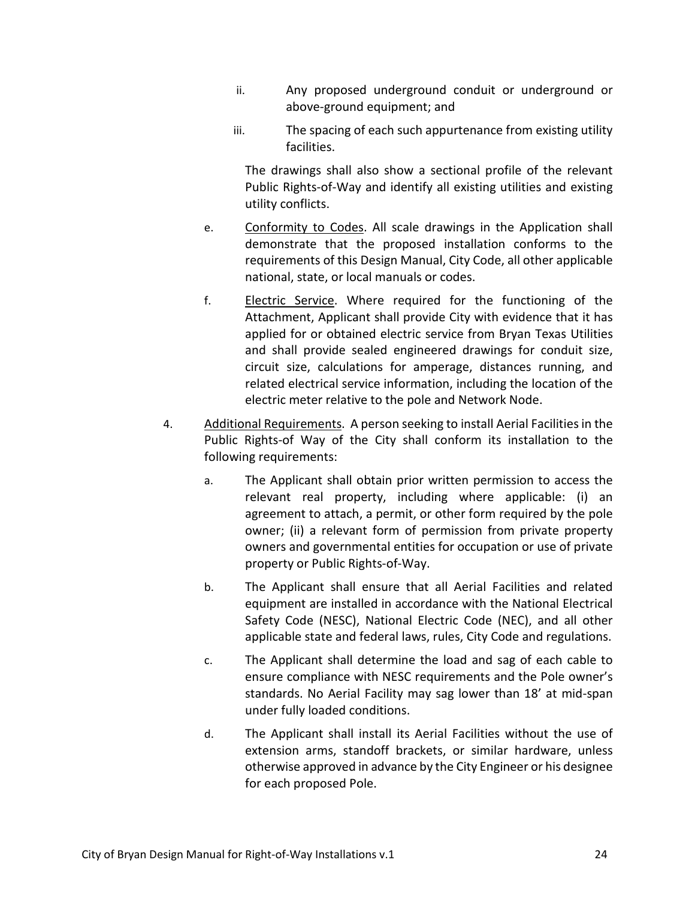ii. Any proposed underground conduit or underground or above-ground equipment; and

iii. The spacing of each such appurtenance from existing utility facilities.

The drawings shall also show a sectional profile of the relevant Public Rights-of-Way and identify all existing utilities and existing utility conflicts.

e. Conformity to Codes. All scale drawings in the Application shall demonstrate that the proposed installation conforms to the requirements of this Design Manual, City Code, all other applicable national, state, or local manuals or codes.

f. Electric Service. Where required for the functioning of the Attachment, Applicant shall provide City with evidence that it has applied for or obtained electric service from Bryan Texas Utilities and shall provide sealed engineered drawings for conduit size, circuit size, calculations for amperage, distances running, and related electrical service information, including the location of the electric meter relative to the pole and Network Node.

4. Additional Requirements. A person seeking to install Aerial Facilities in the Public Rights-of Way of the City shall conform its installation to the following requirements:

a. The Applicant shall obtain prior written permission to access the relevant real property, including where applicable: (i) an agreement to attach, a permit, or other form required by the pole owner; (ii) a relevant form of permission from private property owners and governmental entities for occupation or use of private property or Public Rights-of-Way.

b. The Applicant shall ensure that all Aerial Facilities and related equipment are installed in accordance with the National Electrical Safety Code (NESC), National Electric Code (NEC), and all other applicable state and federal laws, rules, City Code and regulations.

c. The Applicant shall determine the load and sag of each cable to ensure compliance with NESC requirements and the Pole owner's standards. No Aerial Facility may sag lower than 18' at mid-span under fully loaded conditions.

d. The Applicant shall install its Aerial Facilities without the use of extension arms, standoff brackets, or similar hardware, unless otherwise approved in advance by the City Engineer or his designee for each proposed Pole.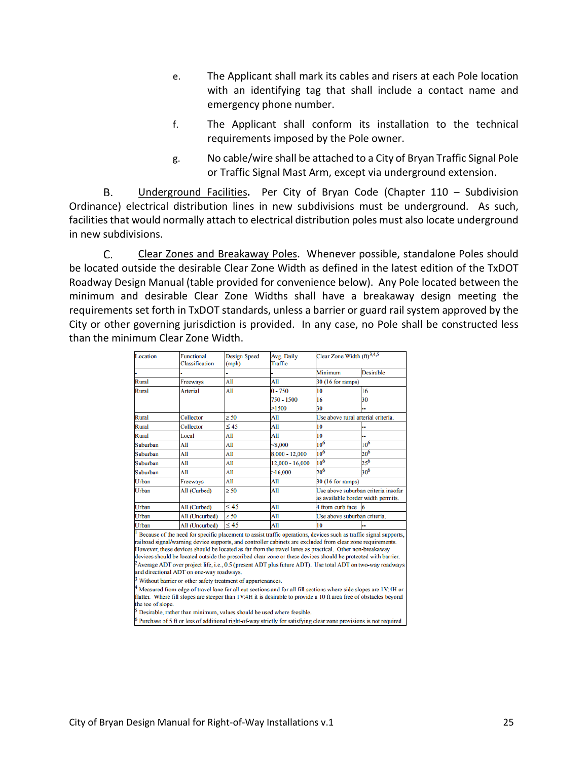e. The Applicant shall mark its cables and risers at each Pole location with an identifying tag that shall include a contact name and emergency phone number.

f. The Applicant shall conform its installation to the technical requirements imposed by the Pole owner.

g. No cable/wire shall be attached to a City of Bryan Traffic Signal Pole or Traffic Signal Mast Arm, except via underground extension.

B. Underground Facilities. Per City of Bryan Code (Chapter 110 – Subdivision Ordinance) electrical distribution lines in new subdivisions must be underground. As such, facilities that would normally attach to electrical distribution poles must also locate underground in new subdivisions.

C. Clear Zones and Breakaway Poles. Whenever possible, standalone Poles should be located outside the desirable Clear Zone Width as defined in the latest edition of the TxDOT Roadway Design Manual (table provided for convenience below). Any Pole located between the minimum and desirable Clear Zone Widths shall have a breakaway design meeting the requirements set forth in TxDOT standards, unless a barrier or guard rail system approved by the City or other governing jurisdiction is provided. In any case, no Pole shall be constructed less than the minimum Clear Zone Width.

| Location | Functional Classification | Design Speed (mph) | Avg. Daily Traffic | Clear Zone Width (ft)[3,4,5] | |
|---|---|---|---|---|---|
| - | - | - | - | Minimum | Desirable |
| Rural | Freeways | All | All | 30 (16 for ramps) | |
| Rural | Arterial | All | 0 - 750 | 10 | 16 |
| | | | 750 - 1500 | 16 | 30 |
| | | | >1500 | 30 | -- |
| Rural | Collector | ≥ 50 | All | Use above rural arterial criteria. | |
| Rural | Collector | ≤ 45 | All | 10 | -- |
| Rural | Local | All | All | 10 | -- |
| Suburban | All | All | <8,000 | 10[6] | 10[6] |
| Suburban | All | All | 8,000 - 12,000 | 10[6] | 20[6] |
| Suburban | All | All | 12,000 - 16,000 | 10[6] | 25[6] |
| Suburban | All | All | >16,000 | 20[6] | 30[6] |
| Urban | Freeways | All | All | 30 (16 for ramps) | |
| Urban | All (Curbed) | ≥ 50 | All | Use above suburban criteria insofar as available border width permits. | |
| Urban | All (Curbed) | ≤ 45 | All | 4 from curb face | 6 |
| Urban | All (Uncurbed) | ≥ 50 | All | Use above suburban criteria. | |
| Urban | All (Uncurbed) | ≤ 45 | All | 10 | -- |

[1] Because of the need for specific placement to assist traffic operations, devices such as traffic signal supports, railroad signal/warning device supports, and controller cabinets are excluded from clear zone requirements. However, these devices should be located as far from the travel lanes as practical. Other non-breakaway devices should be located outside the prescribed clear zone or these devices should be protected with barrier.

[2] Average ADT over project life, i.e., 0.5 (present ADT plus future ADT). Use total ADT on two-way roadways and directional ADT on one-way roadways.

[3] Without barrier or other safety treatment of appurtenances.

[4] Measured from edge of travel lane for all cut sections and for all fill sections where side slopes are 1V:4H or flatter. Where fill slopes are steeper than 1V:4H it is desirable to provide a 10 ft area free of obstacles beyond the toe of slope.

[5] Desirable, rather than minimum, values should be used where feasible.

[6] Purchase of 5 ft or less of additional right-of-way strictly for satisfying clear zone provisions is not required.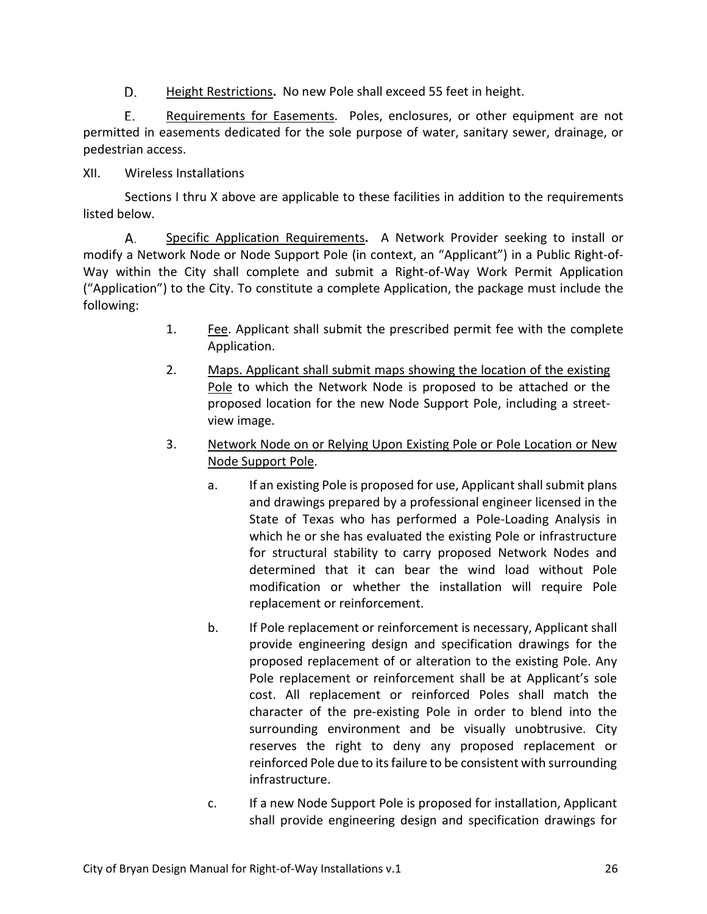D. <u>Height Restrictions</u>**.** No new Pole shall exceed 55 feet in height.

E. <u>Requirements for Easements</u>. Poles, enclosures, or other equipment are not permitted in easements dedicated for the sole purpose of water, sanitary sewer, drainage, or pedestrian access.

XII. Wireless Installations

Sections I thru X above are applicable to these facilities in addition to the requirements listed below.

A. <u>Specific Application Requirements</u>**.** A Network Provider seeking to install or modify a Network Node or Node Support Pole (in context, an "Applicant") in a Public Right-of-Way within the City shall complete and submit a Right-of-Way Work Permit Application ("Application") to the City. To constitute a complete Application, the package must include the following:

1. <u>Fee</u>. Applicant shall submit the prescribed permit fee with the complete Application.

2. <u>Maps. Applicant shall submit maps showing the location of the existing Pole</u> to which the Network Node is proposed to be attached or the proposed location for the new Node Support Pole, including a street-view image.

3. <u>Network Node on or Relying Upon Existing Pole or Pole Location or New Node Support Pole</u>.

   a. If an existing Pole is proposed for use, Applicant shall submit plans and drawings prepared by a professional engineer licensed in the State of Texas who has performed a Pole-Loading Analysis in which he or she has evaluated the existing Pole or infrastructure for structural stability to carry proposed Network Nodes and determined that it can bear the wind load without Pole modification or whether the installation will require Pole replacement or reinforcement.

   b. If Pole replacement or reinforcement is necessary, Applicant shall provide engineering design and specification drawings for the proposed replacement of or alteration to the existing Pole. Any Pole replacement or reinforcement shall be at Applicant's sole cost. All replacement or reinforced Poles shall match the character of the pre-existing Pole in order to blend into the surrounding environment and be visually unobtrusive. City reserves the right to deny any proposed replacement or reinforced Pole due to its failure to be consistent with surrounding infrastructure.

   c. If a new Node Support Pole is proposed for installation, Applicant shall provide engineering design and specification drawings for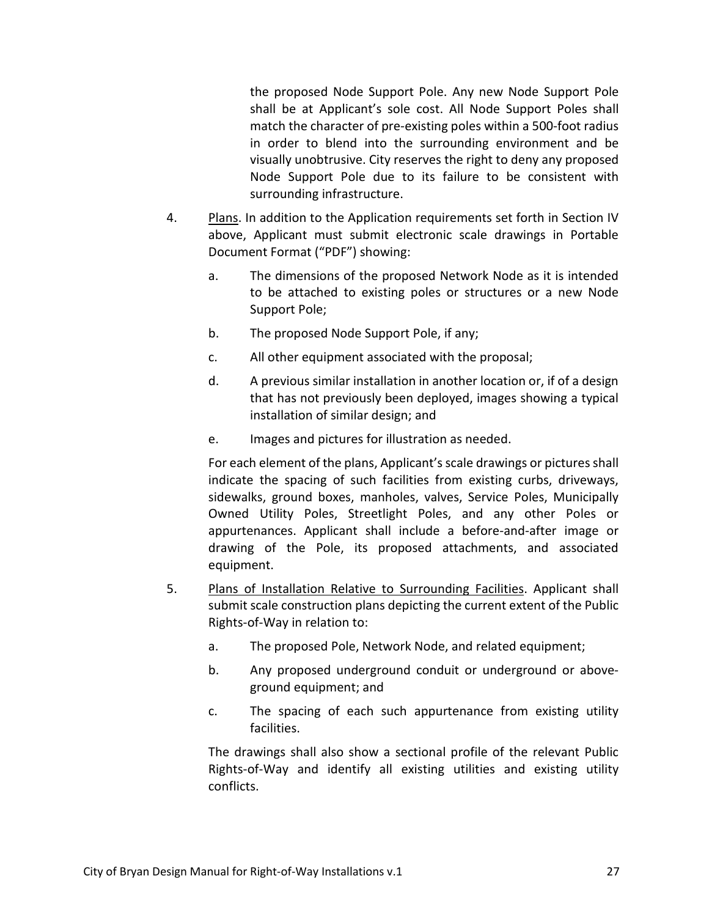the proposed Node Support Pole. Any new Node Support Pole shall be at Applicant's sole cost. All Node Support Poles shall match the character of pre-existing poles within a 500-foot radius in order to blend into the surrounding environment and be visually unobtrusive. City reserves the right to deny any proposed Node Support Pole due to its failure to be consistent with surrounding infrastructure.

4. Plans. In addition to the Application requirements set forth in Section IV above, Applicant must submit electronic scale drawings in Portable Document Format ("PDF") showing:

   a. The dimensions of the proposed Network Node as it is intended to be attached to existing poles or structures or a new Node Support Pole;

   b. The proposed Node Support Pole, if any;

   c. All other equipment associated with the proposal;

   d. A previous similar installation in another location or, if of a design that has not previously been deployed, images showing a typical installation of similar design; and

   e. Images and pictures for illustration as needed.

   For each element of the plans, Applicant's scale drawings or pictures shall indicate the spacing of such facilities from existing curbs, driveways, sidewalks, ground boxes, manholes, valves, Service Poles, Municipally Owned Utility Poles, Streetlight Poles, and any other Poles or appurtenances. Applicant shall include a before-and-after image or drawing of the Pole, its proposed attachments, and associated equipment.

5. Plans of Installation Relative to Surrounding Facilities. Applicant shall submit scale construction plans depicting the current extent of the Public Rights-of-Way in relation to:

   a. The proposed Pole, Network Node, and related equipment;

   b. Any proposed underground conduit or underground or above-ground equipment; and

   c. The spacing of each such appurtenance from existing utility facilities.

   The drawings shall also show a sectional profile of the relevant Public Rights-of-Way and identify all existing utilities and existing utility conflicts.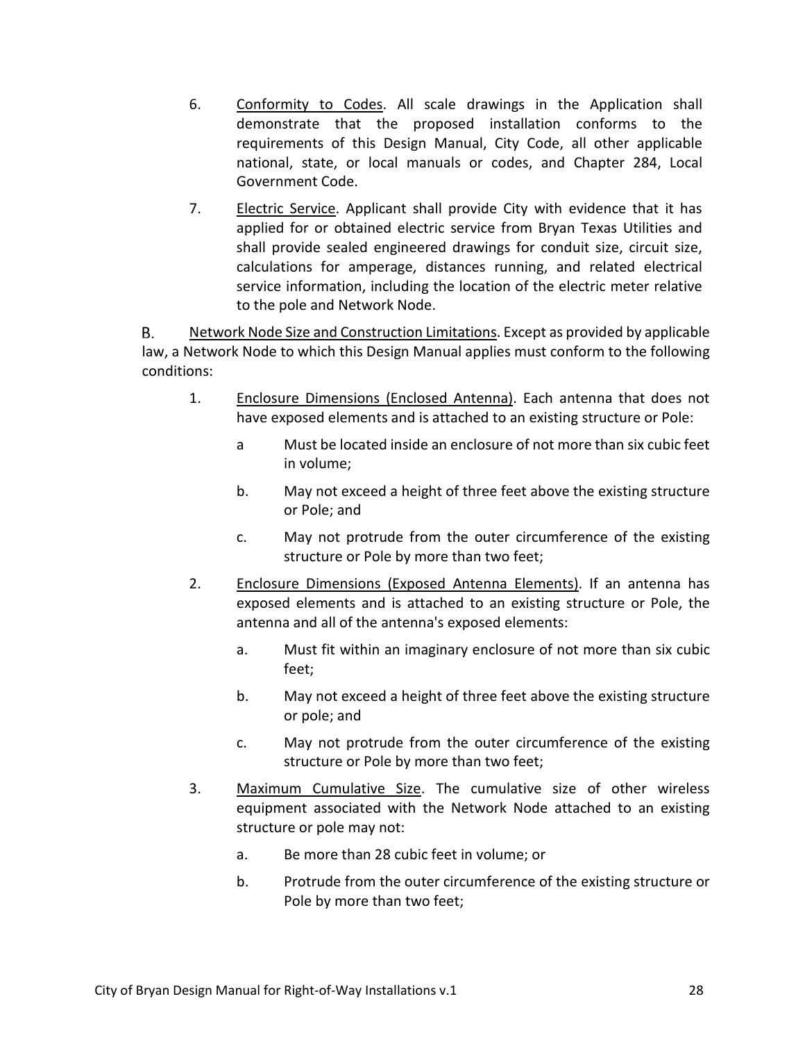6. <u>Conformity to Codes</u>. All scale drawings in the Application shall demonstrate that the proposed installation conforms to the requirements of this Design Manual, City Code, all other applicable national, state, or local manuals or codes, and Chapter 284, Local Government Code.

7. <u>Electric Service</u>. Applicant shall provide City with evidence that it has applied for or obtained electric service from Bryan Texas Utilities and shall provide sealed engineered drawings for conduit size, circuit size, calculations for amperage, distances running, and related electrical service information, including the location of the electric meter relative to the pole and Network Node.

B. <u>Network Node Size and Construction Limitations</u>. Except as provided by applicable law, a Network Node to which this Design Manual applies must conform to the following conditions:

1. <u>Enclosure Dimensions (Enclosed Antenna)</u>. Each antenna that does not have exposed elements and is attached to an existing structure or Pole:

   a Must be located inside an enclosure of not more than six cubic feet in volume;

   b. May not exceed a height of three feet above the existing structure or Pole; and

   c. May not protrude from the outer circumference of the existing structure or Pole by more than two feet;

2. <u>Enclosure Dimensions (Exposed Antenna Elements)</u>. If an antenna has exposed elements and is attached to an existing structure or Pole, the antenna and all of the antenna's exposed elements:

   a. Must fit within an imaginary enclosure of not more than six cubic feet;

   b. May not exceed a height of three feet above the existing structure or pole; and

   c. May not protrude from the outer circumference of the existing structure or Pole by more than two feet;

3. <u>Maximum Cumulative Size</u>. The cumulative size of other wireless equipment associated with the Network Node attached to an existing structure or pole may not:

   a. Be more than 28 cubic feet in volume; or

   b. Protrude from the outer circumference of the existing structure or Pole by more than two feet;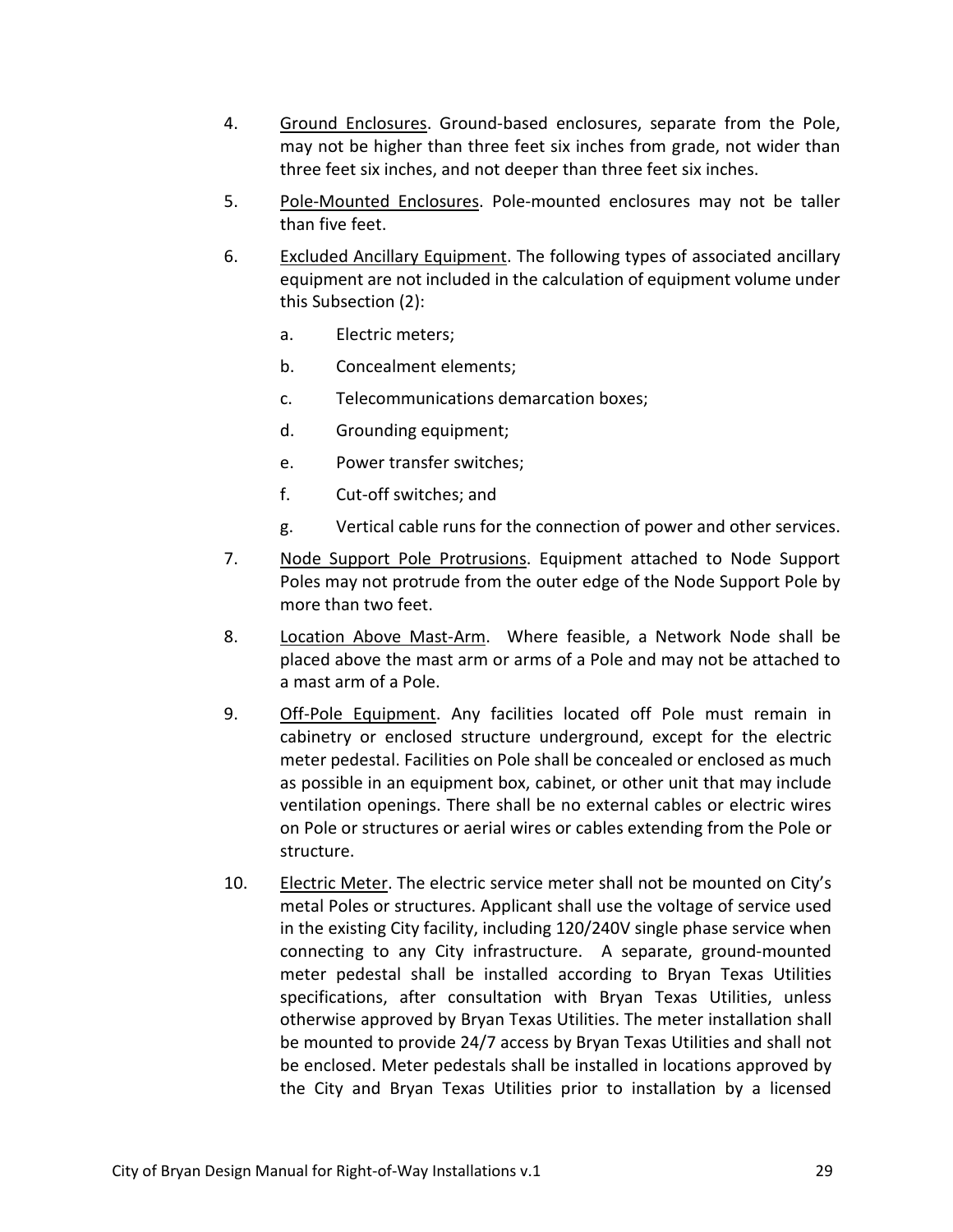4. Ground Enclosures. Ground-based enclosures, separate from the Pole, may not be higher than three feet six inches from grade, not wider than three feet six inches, and not deeper than three feet six inches.

5. Pole-Mounted Enclosures. Pole-mounted enclosures may not be taller than five feet.

6. Excluded Ancillary Equipment. The following types of associated ancillary equipment are not included in the calculation of equipment volume under this Subsection (2):

   a. Electric meters;

   b. Concealment elements;

   c. Telecommunications demarcation boxes;

   d. Grounding equipment;

   e. Power transfer switches;

   f. Cut-off switches; and

   g. Vertical cable runs for the connection of power and other services.

7. Node Support Pole Protrusions. Equipment attached to Node Support Poles may not protrude from the outer edge of the Node Support Pole by more than two feet.

8. Location Above Mast-Arm. Where feasible, a Network Node shall be placed above the mast arm or arms of a Pole and may not be attached to a mast arm of a Pole.

9. Off-Pole Equipment. Any facilities located off Pole must remain in cabinetry or enclosed structure underground, except for the electric meter pedestal. Facilities on Pole shall be concealed or enclosed as much as possible in an equipment box, cabinet, or other unit that may include ventilation openings. There shall be no external cables or electric wires on Pole or structures or aerial wires or cables extending from the Pole or structure.

10. Electric Meter. The electric service meter shall not be mounted on City's metal Poles or structures. Applicant shall use the voltage of service used in the existing City facility, including 120/240V single phase service when connecting to any City infrastructure. A separate, ground-mounted meter pedestal shall be installed according to Bryan Texas Utilities specifications, after consultation with Bryan Texas Utilities, unless otherwise approved by Bryan Texas Utilities. The meter installation shall be mounted to provide 24/7 access by Bryan Texas Utilities and shall not be enclosed. Meter pedestals shall be installed in locations approved by the City and Bryan Texas Utilities prior to installation by a licensed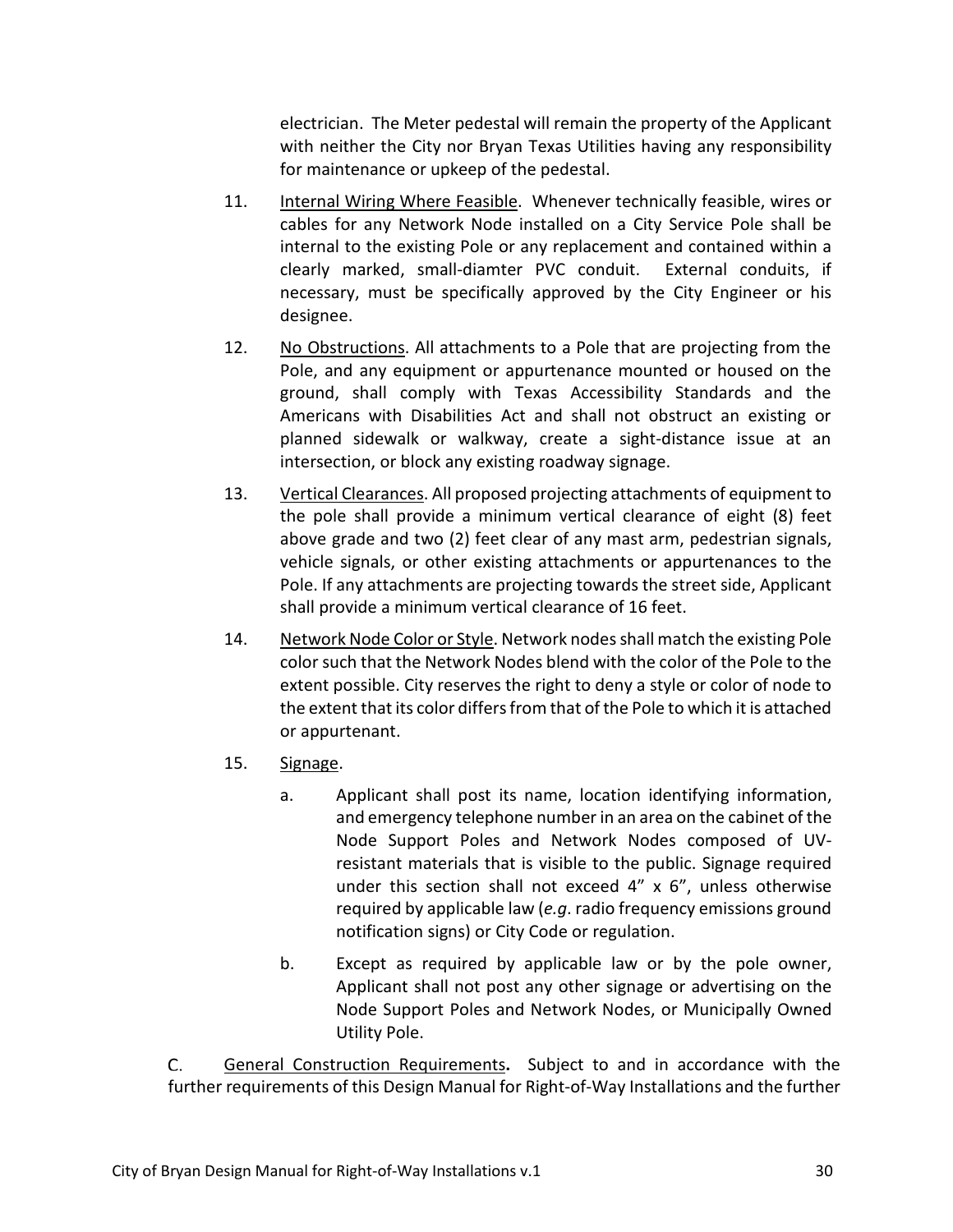electrician. The Meter pedestal will remain the property of the Applicant with neither the City nor Bryan Texas Utilities having any responsibility for maintenance or upkeep of the pedestal.

11. Internal Wiring Where Feasible. Whenever technically feasible, wires or cables for any Network Node installed on a City Service Pole shall be internal to the existing Pole or any replacement and contained within a clearly marked, small-diamter PVC conduit. External conduits, if necessary, must be specifically approved by the City Engineer or his designee.

12. No Obstructions. All attachments to a Pole that are projecting from the Pole, and any equipment or appurtenance mounted or housed on the ground, shall comply with Texas Accessibility Standards and the Americans with Disabilities Act and shall not obstruct an existing or planned sidewalk or walkway, create a sight-distance issue at an intersection, or block any existing roadway signage.

13. Vertical Clearances. All proposed projecting attachments of equipment to the pole shall provide a minimum vertical clearance of eight (8) feet above grade and two (2) feet clear of any mast arm, pedestrian signals, vehicle signals, or other existing attachments or appurtenances to the Pole. If any attachments are projecting towards the street side, Applicant shall provide a minimum vertical clearance of 16 feet.

14. Network Node Color or Style. Network nodes shall match the existing Pole color such that the Network Nodes blend with the color of the Pole to the extent possible. City reserves the right to deny a style or color of node to the extent that its color differs from that of the Pole to which it is attached or appurtenant.

15. Signage.

    a. Applicant shall post its name, location identifying information, and emergency telephone number in an area on the cabinet of the Node Support Poles and Network Nodes composed of UV-resistant materials that is visible to the public. Signage required under this section shall not exceed 4" x 6", unless otherwise required by applicable law (*e.g*. radio frequency emissions ground notification signs) or City Code or regulation.

    b. Except as required by applicable law or by the pole owner, Applicant shall not post any other signage or advertising on the Node Support Poles and Network Nodes, or Municipally Owned Utility Pole.

C. General Construction Requirements**.** Subject to and in accordance with the further requirements of this Design Manual for Right-of-Way Installations and the further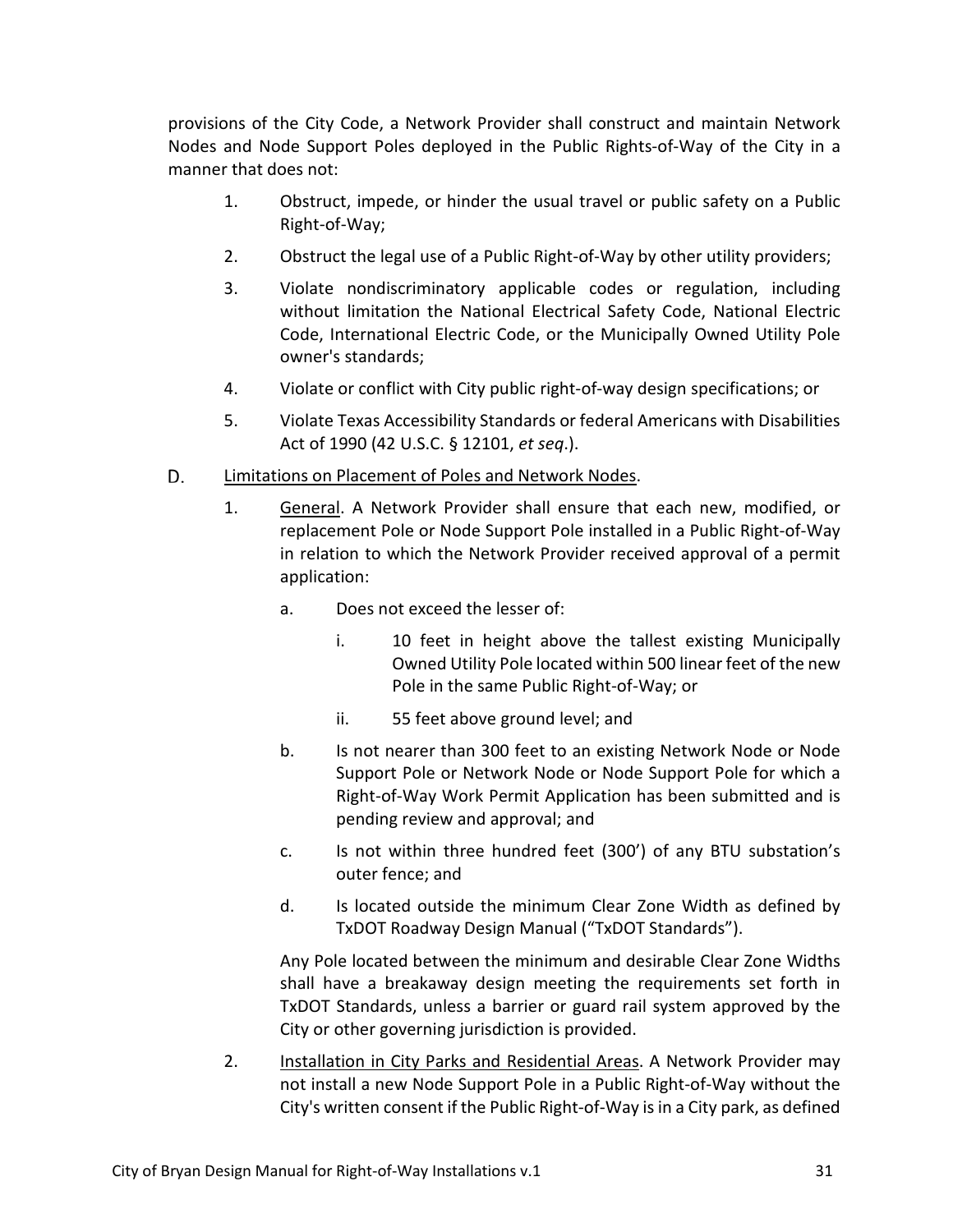provisions of the City Code, a Network Provider shall construct and maintain Network Nodes and Node Support Poles deployed in the Public Rights-of-Way of the City in a manner that does not:

1. Obstruct, impede, or hinder the usual travel or public safety on a Public Right-of-Way;
2. Obstruct the legal use of a Public Right-of-Way by other utility providers;
3. Violate nondiscriminatory applicable codes or regulation, including without limitation the National Electrical Safety Code, National Electric Code, International Electric Code, or the Municipally Owned Utility Pole owner's standards;
4. Violate or conflict with City public right-of-way design specifications; or
5. Violate Texas Accessibility Standards or federal Americans with Disabilities Act of 1990 (42 U.S.C. § 12101, *et seq.*).

D. Limitations on Placement of Poles and Network Nodes.

1. General. A Network Provider shall ensure that each new, modified, or replacement Pole or Node Support Pole installed in a Public Right-of-Way in relation to which the Network Provider received approval of a permit application:

   a. Does not exceed the lesser of:

      i. 10 feet in height above the tallest existing Municipally Owned Utility Pole located within 500 linear feet of the new Pole in the same Public Right-of-Way; or

      ii. 55 feet above ground level; and

   b. Is not nearer than 300 feet to an existing Network Node or Node Support Pole or Network Node or Node Support Pole for which a Right-of-Way Work Permit Application has been submitted and is pending review and approval; and

   c. Is not within three hundred feet (300') of any BTU substation's outer fence; and

   d. Is located outside the minimum Clear Zone Width as defined by TxDOT Roadway Design Manual ("TxDOT Standards").

   Any Pole located between the minimum and desirable Clear Zone Widths shall have a breakaway design meeting the requirements set forth in TxDOT Standards, unless a barrier or guard rail system approved by the City or other governing jurisdiction is provided.

2. Installation in City Parks and Residential Areas. A Network Provider may not install a new Node Support Pole in a Public Right-of-Way without the City's written consent if the Public Right-of-Way is in a City park, as defined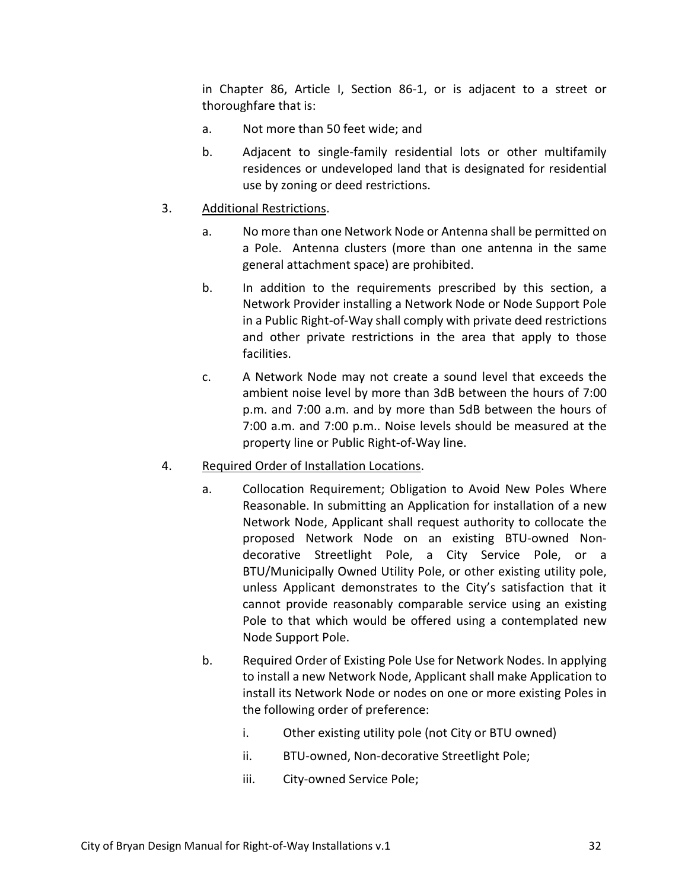in Chapter 86, Article I, Section 86-1, or is adjacent to a street or thoroughfare that is:

a. Not more than 50 feet wide; and

b. Adjacent to single-family residential lots or other multifamily residences or undeveloped land that is designated for residential use by zoning or deed restrictions.

3. <u>Additional Restrictions</u>.

a. No more than one Network Node or Antenna shall be permitted on a Pole. Antenna clusters (more than one antenna in the same general attachment space) are prohibited.

b. In addition to the requirements prescribed by this section, a Network Provider installing a Network Node or Node Support Pole in a Public Right-of-Way shall comply with private deed restrictions and other private restrictions in the area that apply to those facilities.

c. A Network Node may not create a sound level that exceeds the ambient noise level by more than 3dB between the hours of 7:00 p.m. and 7:00 a.m. and by more than 5dB between the hours of 7:00 a.m. and 7:00 p.m.. Noise levels should be measured at the property line or Public Right-of-Way line.

4. <u>Required Order of Installation Locations</u>.

a. Collocation Requirement; Obligation to Avoid New Poles Where Reasonable. In submitting an Application for installation of a new Network Node, Applicant shall request authority to collocate the proposed Network Node on an existing BTU-owned Non-decorative Streetlight Pole, a City Service Pole, or a BTU/Municipally Owned Utility Pole, or other existing utility pole, unless Applicant demonstrates to the City's satisfaction that it cannot provide reasonably comparable service using an existing Pole to that which would be offered using a contemplated new Node Support Pole.

b. Required Order of Existing Pole Use for Network Nodes. In applying to install a new Network Node, Applicant shall make Application to install its Network Node or nodes on one or more existing Poles in the following order of preference:

i. Other existing utility pole (not City or BTU owned)

ii. BTU-owned, Non-decorative Streetlight Pole;

iii. City-owned Service Pole;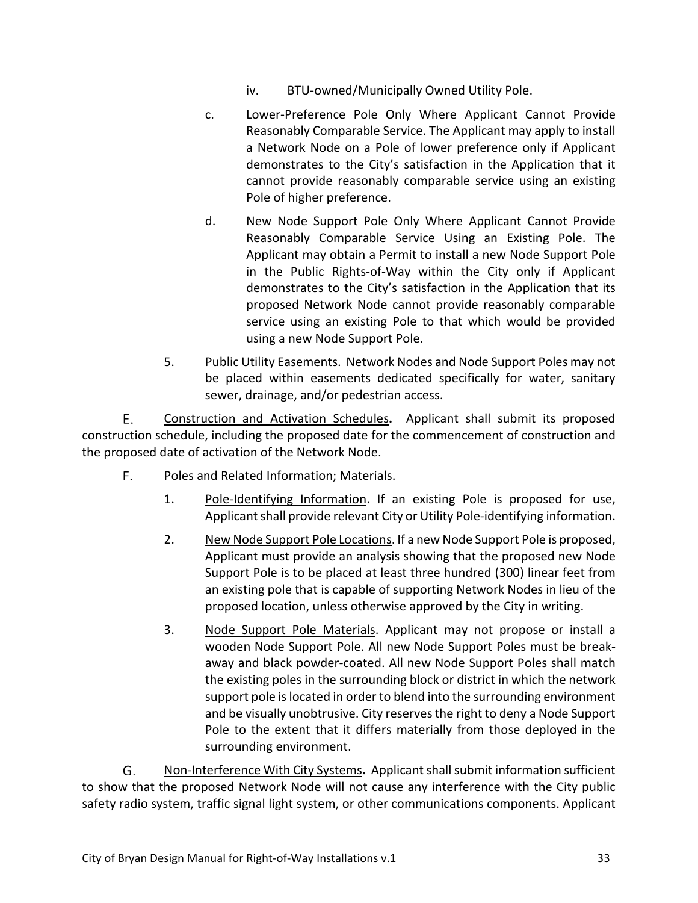iv. BTU-owned/Municipally Owned Utility Pole.

c. Lower-Preference Pole Only Where Applicant Cannot Provide Reasonably Comparable Service. The Applicant may apply to install a Network Node on a Pole of lower preference only if Applicant demonstrates to the City's satisfaction in the Application that it cannot provide reasonably comparable service using an existing Pole of higher preference.

d. New Node Support Pole Only Where Applicant Cannot Provide Reasonably Comparable Service Using an Existing Pole. The Applicant may obtain a Permit to install a new Node Support Pole in the Public Rights-of-Way within the City only if Applicant demonstrates to the City's satisfaction in the Application that its proposed Network Node cannot provide reasonably comparable service using an existing Pole to that which would be provided using a new Node Support Pole.

5. Public Utility Easements. Network Nodes and Node Support Poles may not be placed within easements dedicated specifically for water, sanitary sewer, drainage, and/or pedestrian access.

E. **Construction and Activation Schedules.** Applicant shall submit its proposed construction schedule, including the proposed date for the commencement of construction and the proposed date of activation of the Network Node.

F. Poles and Related Information; Materials.

1. Pole-Identifying Information. If an existing Pole is proposed for use, Applicant shall provide relevant City or Utility Pole-identifying information.

2. New Node Support Pole Locations. If a new Node Support Pole is proposed, Applicant must provide an analysis showing that the proposed new Node Support Pole is to be placed at least three hundred (300) linear feet from an existing pole that is capable of supporting Network Nodes in lieu of the proposed location, unless otherwise approved by the City in writing.

3. Node Support Pole Materials. Applicant may not propose or install a wooden Node Support Pole. All new Node Support Poles must be break-away and black powder-coated. All new Node Support Poles shall match the existing poles in the surrounding block or district in which the network support pole is located in order to blend into the surrounding environment and be visually unobtrusive. City reserves the right to deny a Node Support Pole to the extent that it differs materially from those deployed in the surrounding environment.

G. **Non-Interference With City Systems.** Applicant shall submit information sufficient to show that the proposed Network Node will not cause any interference with the City public safety radio system, traffic signal light system, or other communications components. Applicant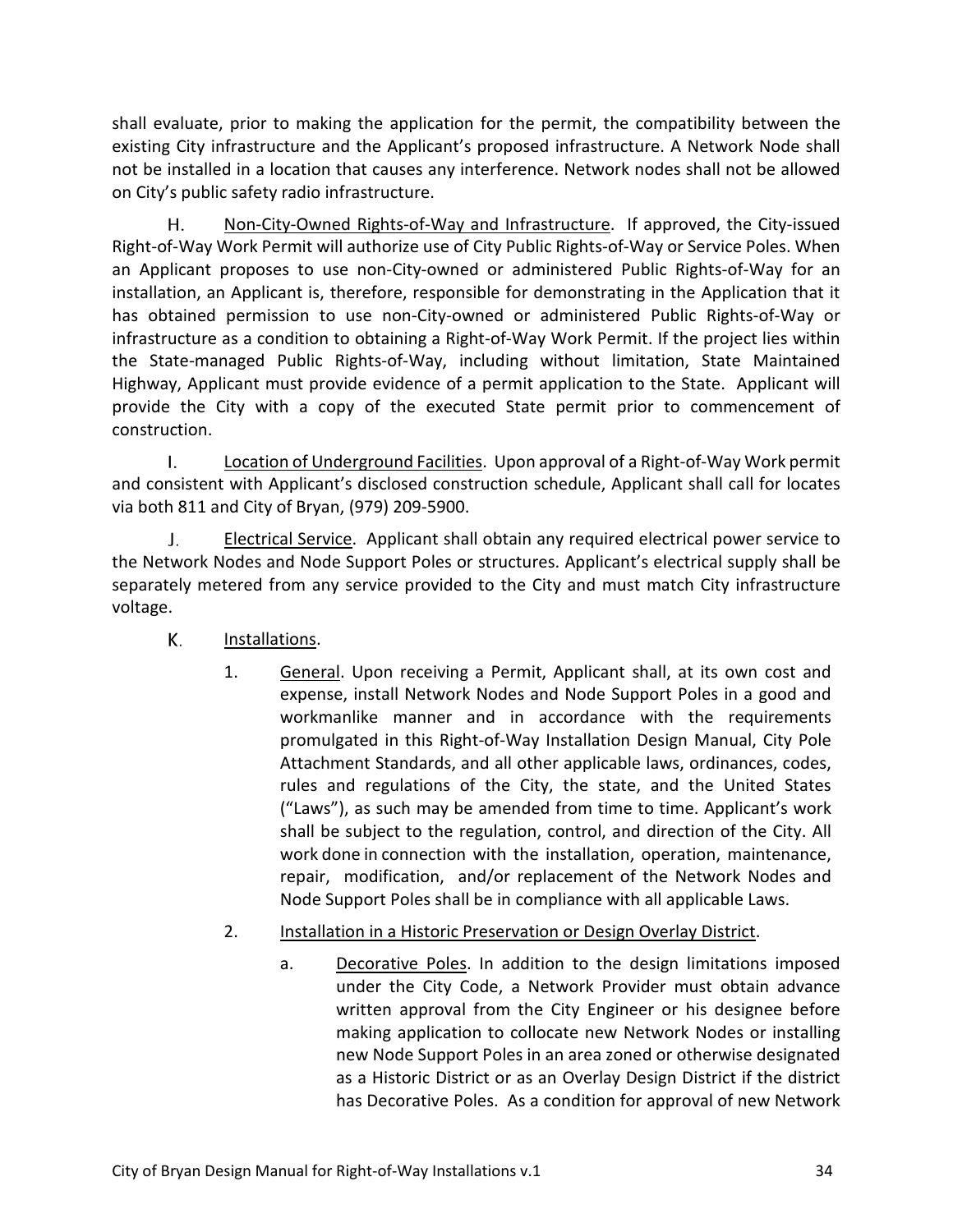shall evaluate, prior to making the application for the permit, the compatibility between the existing City infrastructure and the Applicant's proposed infrastructure. A Network Node shall not be installed in a location that causes any interference. Network nodes shall not be allowed on City's public safety radio infrastructure.

H. Non-City-Owned Rights-of-Way and Infrastructure. If approved, the City-issued Right-of-Way Work Permit will authorize use of City Public Rights-of-Way or Service Poles. When an Applicant proposes to use non-City-owned or administered Public Rights-of-Way for an installation, an Applicant is, therefore, responsible for demonstrating in the Application that it has obtained permission to use non-City-owned or administered Public Rights-of-Way or infrastructure as a condition to obtaining a Right-of-Way Work Permit. If the project lies within the State-managed Public Rights-of-Way, including without limitation, State Maintained Highway, Applicant must provide evidence of a permit application to the State. Applicant will provide the City with a copy of the executed State permit prior to commencement of construction.

I. Location of Underground Facilities. Upon approval of a Right-of-Way Work permit and consistent with Applicant's disclosed construction schedule, Applicant shall call for locates via both 811 and City of Bryan, (979) 209-5900.

J. Electrical Service. Applicant shall obtain any required electrical power service to the Network Nodes and Node Support Poles or structures. Applicant's electrical supply shall be separately metered from any service provided to the City and must match City infrastructure voltage.

K. Installations.

1. General. Upon receiving a Permit, Applicant shall, at its own cost and expense, install Network Nodes and Node Support Poles in a good and workmanlike manner and in accordance with the requirements promulgated in this Right-of-Way Installation Design Manual, City Pole Attachment Standards, and all other applicable laws, ordinances, codes, rules and regulations of the City, the state, and the United States ("Laws"), as such may be amended from time to time. Applicant's work shall be subject to the regulation, control, and direction of the City. All work done in connection with the installation, operation, maintenance, repair, modification, and/or replacement of the Network Nodes and Node Support Poles shall be in compliance with all applicable Laws.

2. Installation in a Historic Preservation or Design Overlay District.

   a. Decorative Poles. In addition to the design limitations imposed under the City Code, a Network Provider must obtain advance written approval from the City Engineer or his designee before making application to collocate new Network Nodes or installing new Node Support Poles in an area zoned or otherwise designated as a Historic District or as an Overlay Design District if the district has Decorative Poles. As a condition for approval of new Network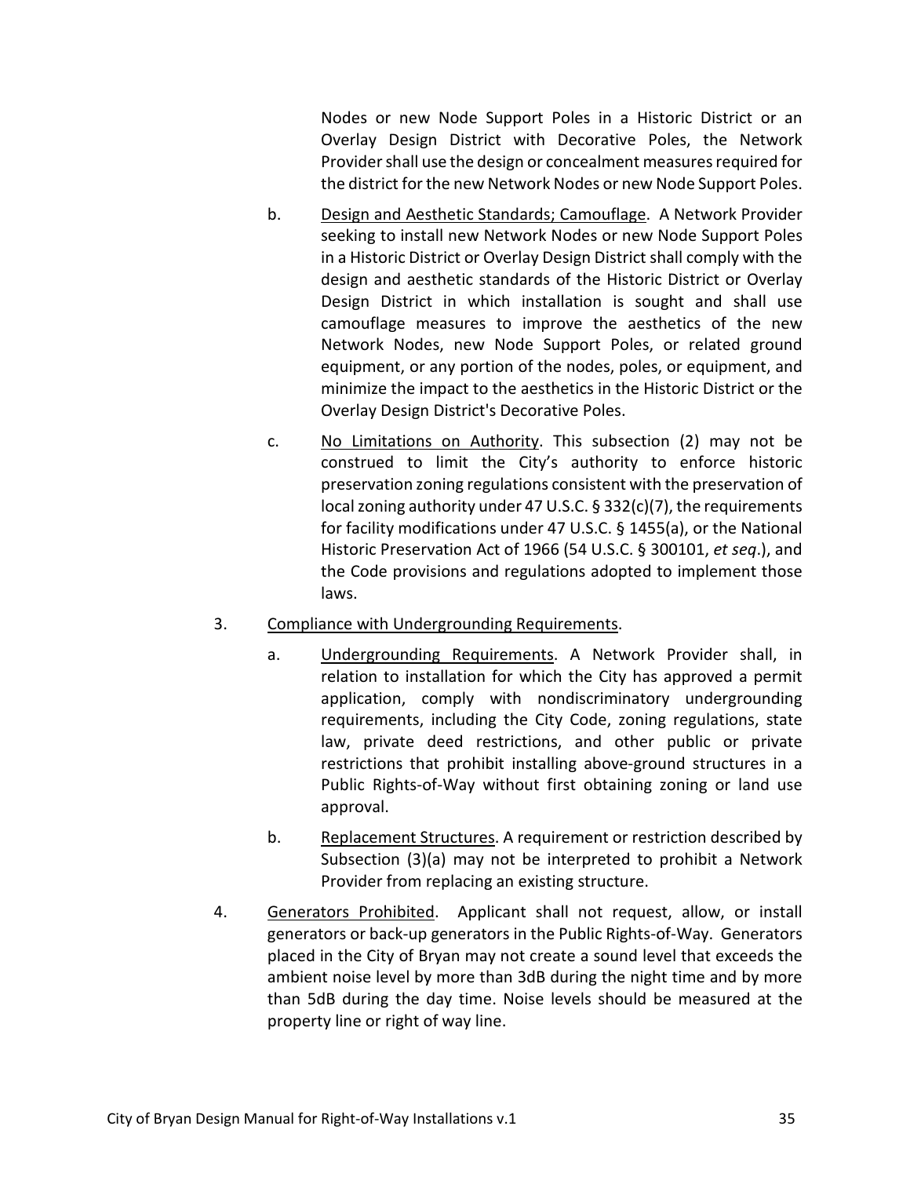Nodes or new Node Support Poles in a Historic District or an Overlay Design District with Decorative Poles, the Network Provider shall use the design or concealment measures required for the district for the new Network Nodes or new Node Support Poles.

b. <u>Design and Aesthetic Standards; Camouflage</u>. A Network Provider seeking to install new Network Nodes or new Node Support Poles in a Historic District or Overlay Design District shall comply with the design and aesthetic standards of the Historic District or Overlay Design District in which installation is sought and shall use camouflage measures to improve the aesthetics of the new Network Nodes, new Node Support Poles, or related ground equipment, or any portion of the nodes, poles, or equipment, and minimize the impact to the aesthetics in the Historic District or the Overlay Design District's Decorative Poles.

c. <u>No Limitations on Authority</u>. This subsection (2) may not be construed to limit the City's authority to enforce historic preservation zoning regulations consistent with the preservation of local zoning authority under 47 U.S.C. § 332(c)(7), the requirements for facility modifications under 47 U.S.C. § 1455(a), or the National Historic Preservation Act of 1966 (54 U.S.C. § 300101, *et seq*.), and the Code provisions and regulations adopted to implement those laws.

3. <u>Compliance with Undergrounding Requirements</u>.

a. <u>Undergrounding Requirements</u>. A Network Provider shall, in relation to installation for which the City has approved a permit application, comply with nondiscriminatory undergrounding requirements, including the City Code, zoning regulations, state law, private deed restrictions, and other public or private restrictions that prohibit installing above-ground structures in a Public Rights-of-Way without first obtaining zoning or land use approval.

b. <u>Replacement Structures</u>. A requirement or restriction described by Subsection (3)(a) may not be interpreted to prohibit a Network Provider from replacing an existing structure.

4. <u>Generators Prohibited</u>. Applicant shall not request, allow, or install generators or back-up generators in the Public Rights-of-Way. Generators placed in the City of Bryan may not create a sound level that exceeds the ambient noise level by more than 3dB during the night time and by more than 5dB during the day time. Noise levels should be measured at the property line or right of way line.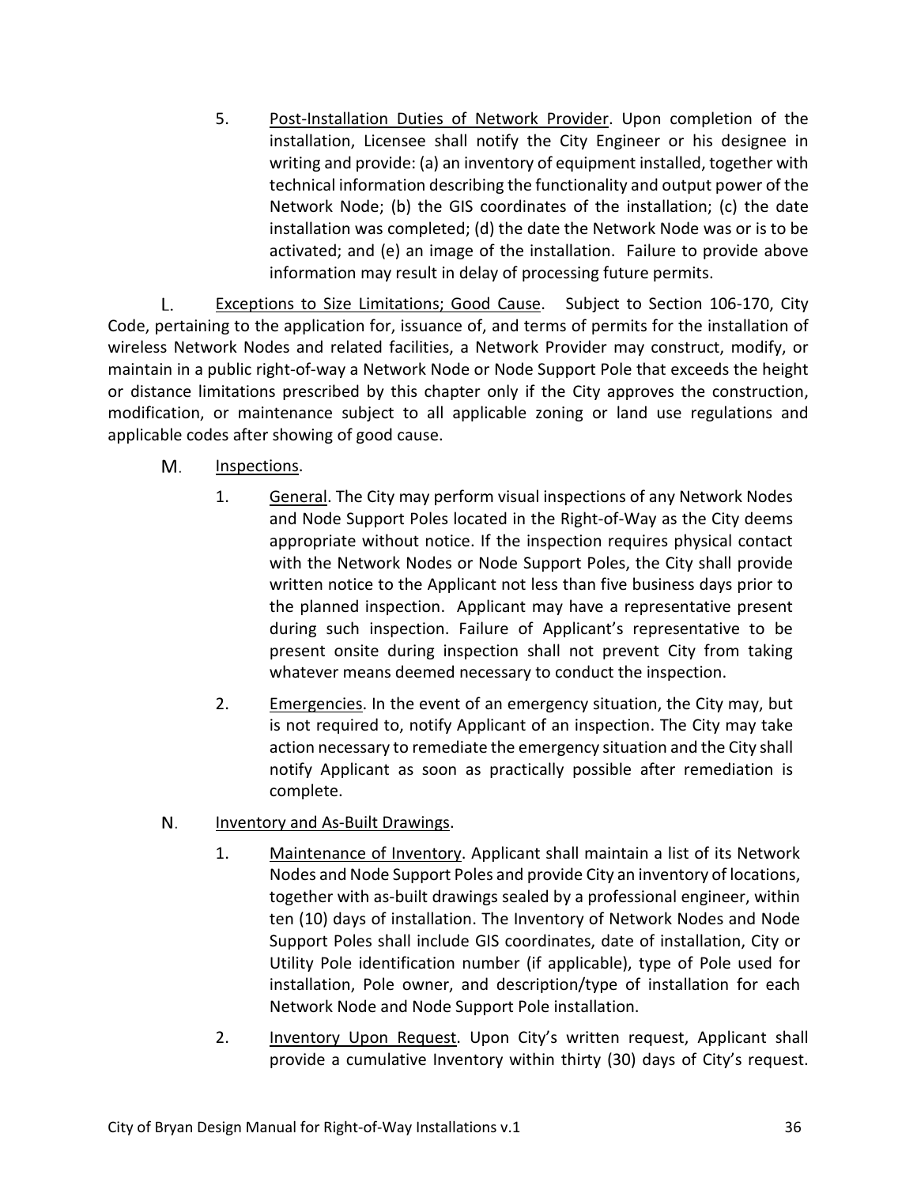5. Post-Installation Duties of Network Provider. Upon completion of the installation, Licensee shall notify the City Engineer or his designee in writing and provide: (a) an inventory of equipment installed, together with technical information describing the functionality and output power of the Network Node; (b) the GIS coordinates of the installation; (c) the date installation was completed; (d) the date the Network Node was or is to be activated; and (e) an image of the installation. Failure to provide above information may result in delay of processing future permits.

L. Exceptions to Size Limitations; Good Cause. Subject to Section 106-170, City Code, pertaining to the application for, issuance of, and terms of permits for the installation of wireless Network Nodes and related facilities, a Network Provider may construct, modify, or maintain in a public right-of-way a Network Node or Node Support Pole that exceeds the height or distance limitations prescribed by this chapter only if the City approves the construction, modification, or maintenance subject to all applicable zoning or land use regulations and applicable codes after showing of good cause.

M. Inspections.

1. General. The City may perform visual inspections of any Network Nodes and Node Support Poles located in the Right-of-Way as the City deems appropriate without notice. If the inspection requires physical contact with the Network Nodes or Node Support Poles, the City shall provide written notice to the Applicant not less than five business days prior to the planned inspection. Applicant may have a representative present during such inspection. Failure of Applicant's representative to be present onsite during inspection shall not prevent City from taking whatever means deemed necessary to conduct the inspection.

2. Emergencies. In the event of an emergency situation, the City may, but is not required to, notify Applicant of an inspection. The City may take action necessary to remediate the emergency situation and the City shall notify Applicant as soon as practically possible after remediation is complete.

N. Inventory and As-Built Drawings.

1. Maintenance of Inventory. Applicant shall maintain a list of its Network Nodes and Node Support Poles and provide City an inventory of locations, together with as-built drawings sealed by a professional engineer, within ten (10) days of installation. The Inventory of Network Nodes and Node Support Poles shall include GIS coordinates, date of installation, City or Utility Pole identification number (if applicable), type of Pole used for installation, Pole owner, and description/type of installation for each Network Node and Node Support Pole installation.

2. Inventory Upon Request. Upon City's written request, Applicant shall provide a cumulative Inventory within thirty (30) days of City's request.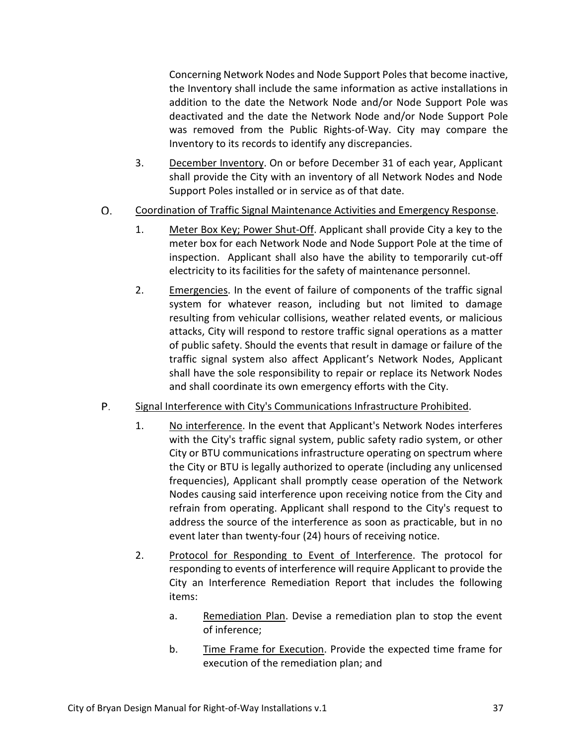Concerning Network Nodes and Node Support Poles that become inactive, the Inventory shall include the same information as active installations in addition to the date the Network Node and/or Node Support Pole was deactivated and the date the Network Node and/or Node Support Pole was removed from the Public Rights-of-Way. City may compare the Inventory to its records to identify any discrepancies.

3. December Inventory. On or before December 31 of each year, Applicant shall provide the City with an inventory of all Network Nodes and Node Support Poles installed or in service as of that date.

O. Coordination of Traffic Signal Maintenance Activities and Emergency Response.

1. Meter Box Key; Power Shut-Off. Applicant shall provide City a key to the meter box for each Network Node and Node Support Pole at the time of inspection. Applicant shall also have the ability to temporarily cut-off electricity to its facilities for the safety of maintenance personnel.

2. Emergencies. In the event of failure of components of the traffic signal system for whatever reason, including but not limited to damage resulting from vehicular collisions, weather related events, or malicious attacks, City will respond to restore traffic signal operations as a matter of public safety. Should the events that result in damage or failure of the traffic signal system also affect Applicant's Network Nodes, Applicant shall have the sole responsibility to repair or replace its Network Nodes and shall coordinate its own emergency efforts with the City.

P. Signal Interference with City's Communications Infrastructure Prohibited.

1. No interference. In the event that Applicant's Network Nodes interferes with the City's traffic signal system, public safety radio system, or other City or BTU communications infrastructure operating on spectrum where the City or BTU is legally authorized to operate (including any unlicensed frequencies), Applicant shall promptly cease operation of the Network Nodes causing said interference upon receiving notice from the City and refrain from operating. Applicant shall respond to the City's request to address the source of the interference as soon as practicable, but in no event later than twenty-four (24) hours of receiving notice.

2. Protocol for Responding to Event of Interference. The protocol for responding to events of interference will require Applicant to provide the City an Interference Remediation Report that includes the following items:

   a. Remediation Plan. Devise a remediation plan to stop the event of inference;

   b. Time Frame for Execution. Provide the expected time frame for execution of the remediation plan; and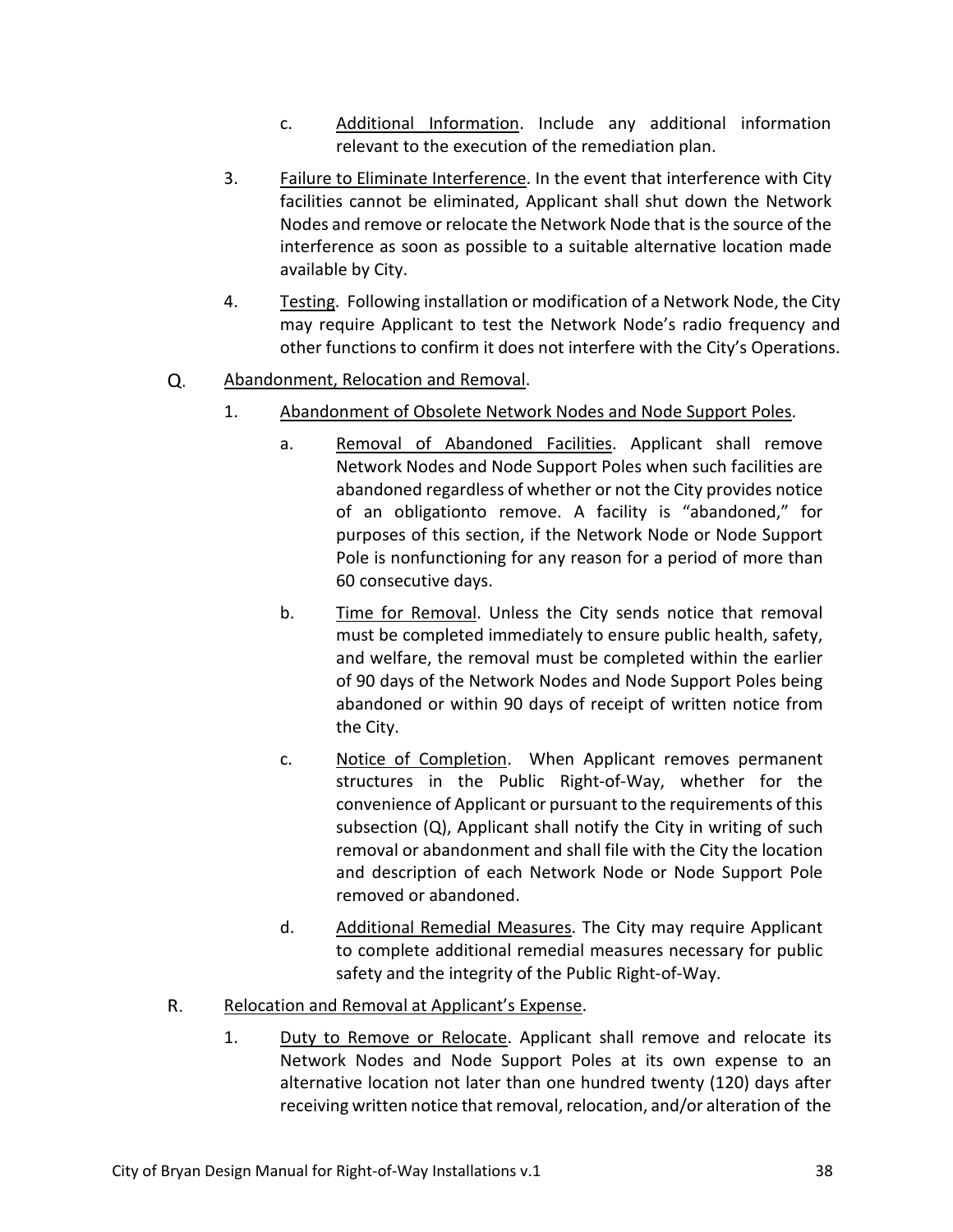c. Additional Information. Include any additional information relevant to the execution of the remediation plan.

3. Failure to Eliminate Interference. In the event that interference with City facilities cannot be eliminated, Applicant shall shut down the Network Nodes and remove or relocate the Network Node that is the source of the interference as soon as possible to a suitable alternative location made available by City.

4. Testing. Following installation or modification of a Network Node, the City may require Applicant to test the Network Node's radio frequency and other functions to confirm it does not interfere with the City's Operations.

Q. Abandonment, Relocation and Removal.

1. Abandonment of Obsolete Network Nodes and Node Support Poles.

a. Removal of Abandoned Facilities. Applicant shall remove Network Nodes and Node Support Poles when such facilities are abandoned regardless of whether or not the City provides notice of an obligationto remove. A facility is "abandoned," for purposes of this section, if the Network Node or Node Support Pole is nonfunctioning for any reason for a period of more than 60 consecutive days.

b. Time for Removal. Unless the City sends notice that removal must be completed immediately to ensure public health, safety, and welfare, the removal must be completed within the earlier of 90 days of the Network Nodes and Node Support Poles being abandoned or within 90 days of receipt of written notice from the City.

c. Notice of Completion. When Applicant removes permanent structures in the Public Right-of-Way, whether for the convenience of Applicant or pursuant to the requirements of this subsection (Q), Applicant shall notify the City in writing of such removal or abandonment and shall file with the City the location and description of each Network Node or Node Support Pole removed or abandoned.

d. Additional Remedial Measures. The City may require Applicant to complete additional remedial measures necessary for public safety and the integrity of the Public Right-of-Way.

R. Relocation and Removal at Applicant's Expense.

1. Duty to Remove or Relocate. Applicant shall remove and relocate its Network Nodes and Node Support Poles at its own expense to an alternative location not later than one hundred twenty (120) days after receiving written notice that removal, relocation, and/or alteration of the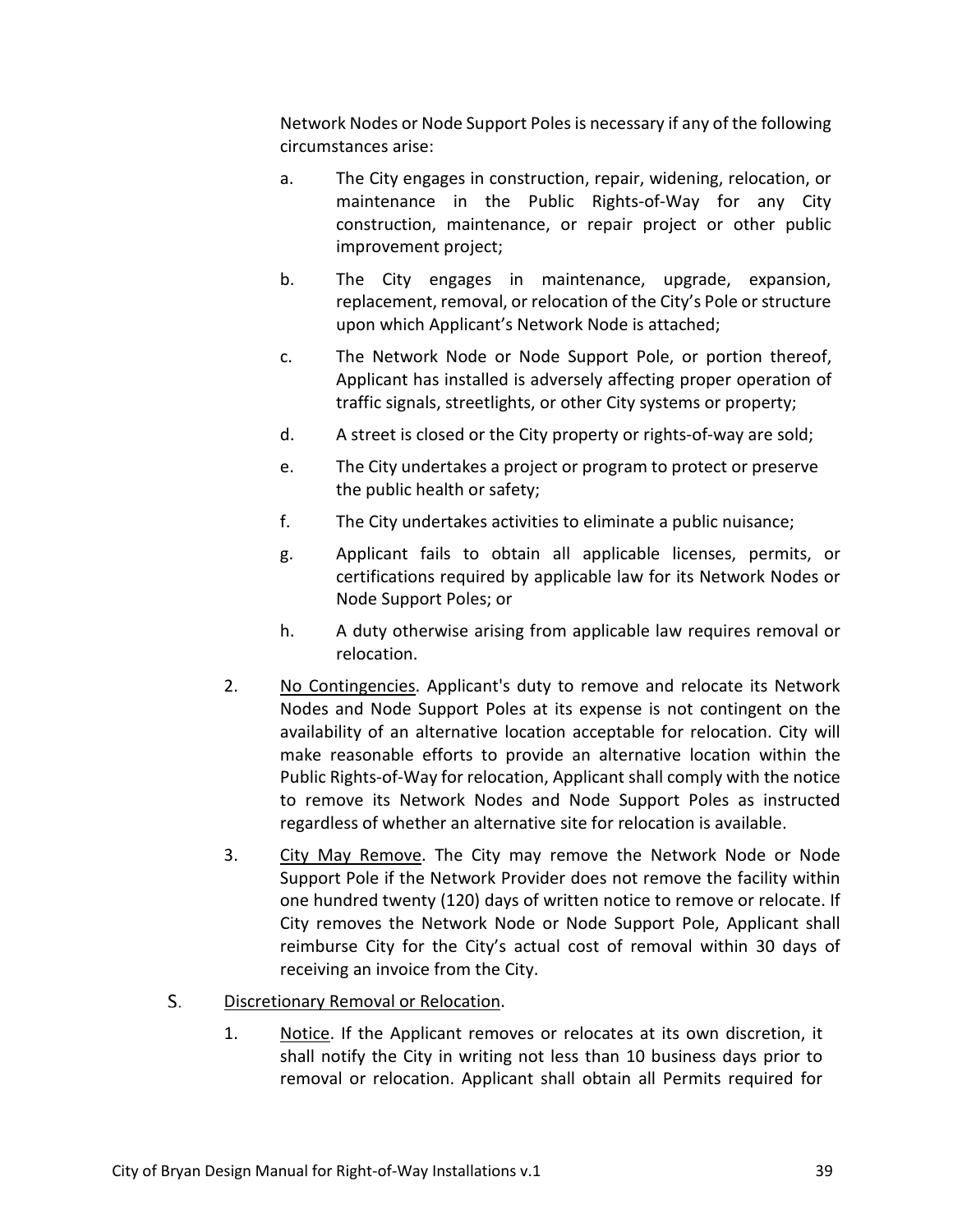Network Nodes or Node Support Poles is necessary if any of the following circumstances arise:

a. The City engages in construction, repair, widening, relocation, or maintenance in the Public Rights-of-Way for any City construction, maintenance, or repair project or other public improvement project;

b. The City engages in maintenance, upgrade, expansion, replacement, removal, or relocation of the City's Pole or structure upon which Applicant's Network Node is attached;

c. The Network Node or Node Support Pole, or portion thereof, Applicant has installed is adversely affecting proper operation of traffic signals, streetlights, or other City systems or property;

d. A street is closed or the City property or rights-of-way are sold;

e. The City undertakes a project or program to protect or preserve the public health or safety;

f. The City undertakes activities to eliminate a public nuisance;

g. Applicant fails to obtain all applicable licenses, permits, or certifications required by applicable law for its Network Nodes or Node Support Poles; or

h. A duty otherwise arising from applicable law requires removal or relocation.

2. <u>No Contingencies</u>. Applicant's duty to remove and relocate its Network Nodes and Node Support Poles at its expense is not contingent on the availability of an alternative location acceptable for relocation. City will make reasonable efforts to provide an alternative location within the Public Rights-of-Way for relocation, Applicant shall comply with the notice to remove its Network Nodes and Node Support Poles as instructed regardless of whether an alternative site for relocation is available.

3. <u>City May Remove</u>. The City may remove the Network Node or Node Support Pole if the Network Provider does not remove the facility within one hundred twenty (120) days of written notice to remove or relocate. If City removes the Network Node or Node Support Pole, Applicant shall reimburse City for the City's actual cost of removal within 30 days of receiving an invoice from the City.

S. <u>Discretionary Removal or Relocation</u>.

1. <u>Notice</u>. If the Applicant removes or relocates at its own discretion, it shall notify the City in writing not less than 10 business days prior to removal or relocation. Applicant shall obtain all Permits required for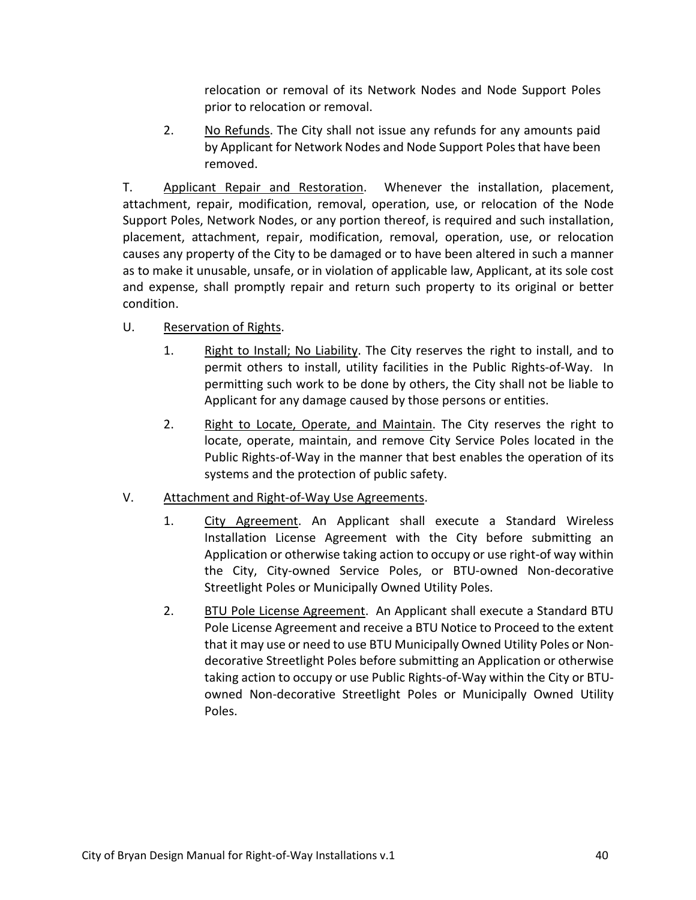relocation or removal of its Network Nodes and Node Support Poles prior to relocation or removal.

2. No Refunds. The City shall not issue any refunds for any amounts paid by Applicant for Network Nodes and Node Support Poles that have been removed.

T. Applicant Repair and Restoration. Whenever the installation, placement, attachment, repair, modification, removal, operation, use, or relocation of the Node Support Poles, Network Nodes, or any portion thereof, is required and such installation, placement, attachment, repair, modification, removal, operation, use, or relocation causes any property of the City to be damaged or to have been altered in such a manner as to make it unusable, unsafe, or in violation of applicable law, Applicant, at its sole cost and expense, shall promptly repair and return such property to its original or better condition.

U. Reservation of Rights.

1. Right to Install; No Liability. The City reserves the right to install, and to permit others to install, utility facilities in the Public Rights-of-Way. In permitting such work to be done by others, the City shall not be liable to Applicant for any damage caused by those persons or entities.

2. Right to Locate, Operate, and Maintain. The City reserves the right to locate, operate, maintain, and remove City Service Poles located in the Public Rights-of-Way in the manner that best enables the operation of its systems and the protection of public safety.

V. Attachment and Right-of-Way Use Agreements.

1. City Agreement. An Applicant shall execute a Standard Wireless Installation License Agreement with the City before submitting an Application or otherwise taking action to occupy or use right-of way within the City, City-owned Service Poles, or BTU-owned Non-decorative Streetlight Poles or Municipally Owned Utility Poles.

2. BTU Pole License Agreement. An Applicant shall execute a Standard BTU Pole License Agreement and receive a BTU Notice to Proceed to the extent that it may use or need to use BTU Municipally Owned Utility Poles or Non-decorative Streetlight Poles before submitting an Application or otherwise taking action to occupy or use Public Rights-of-Way within the City or BTU-owned Non-decorative Streetlight Poles or Municipally Owned Utility Poles.